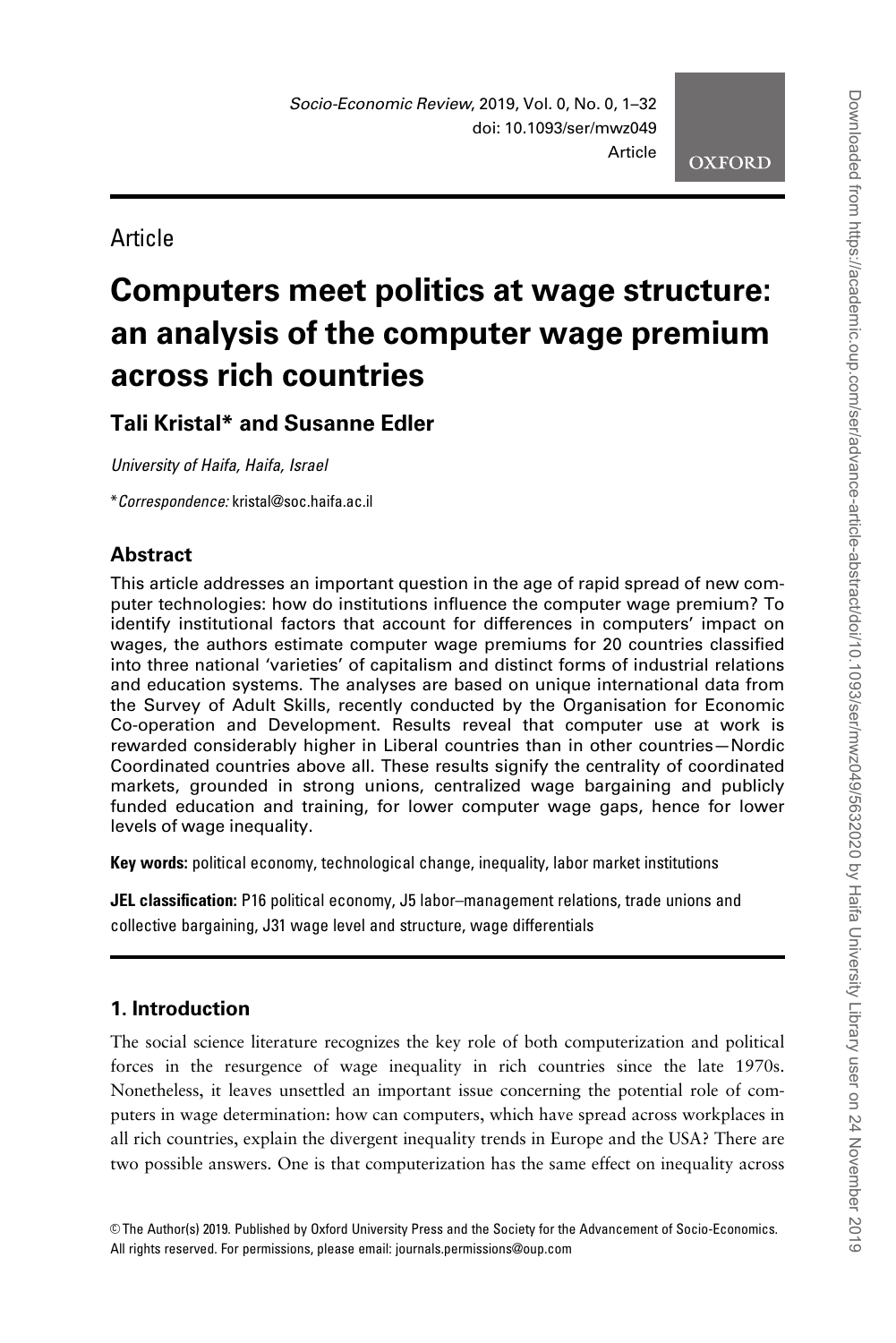Article

# Computers meet politics at wage structure: an analysis of the computer wage premium across rich countries

**Tali Kristal* and Susanne Edler**

*University of Haifa, Haifa, Israel*

**Correspondence:* kristal@soc.haifa.ac.il

## Abstract

This article addresses an important question in the age of rapid spread of new computer technologies: how do institutions influence the computer wage premium? To identify institutional factors that account for differences in computers' impact on wages, the authors estimate computer wage premiums for 20 countries classified into three national 'varieties' of capitalism and distinct forms of industrial relations and education systems. The analyses are based on unique international data from the Survey of Adult Skills, recently conducted by the Organisation for Economic Co-operation and Development. Results reveal that computer use at work is rewarded considerably higher in Liberal countries than in other countries—Nordic Coordinated countries above all. These results signify the centrality of coordinated markets, grounded in strong unions, centralized wage bargaining and publicly funded education and training, for lower computer wage gaps, hence for lower levels of wage inequality.

**Key words:** political economy, technological change, inequality, labor market institutions

**JEL classification:** P16 political economy, J5 labor–management relations, trade unions and collective bargaining, J31 wage level and structure, wage differentials

## 1. Introduction

The social science literature recognizes the key role of both computerization and political forces in the resurgence of wage inequality in rich countries since the late 1970s. Nonetheless, it leaves unsettled an important issue concerning the potential role of computers in wage determination: how can computers, which have spread across workplaces in all rich countries, explain the divergent inequality trends in Europe and the USA? There are two possible answers. One is that computerization has the same effect on inequality across

© The Author(s) 2019. Published by Oxford University Press and the Society for the Advancement of Socio-Economics. All rights reserved. For permissions, please email: journals.permissions@oup.com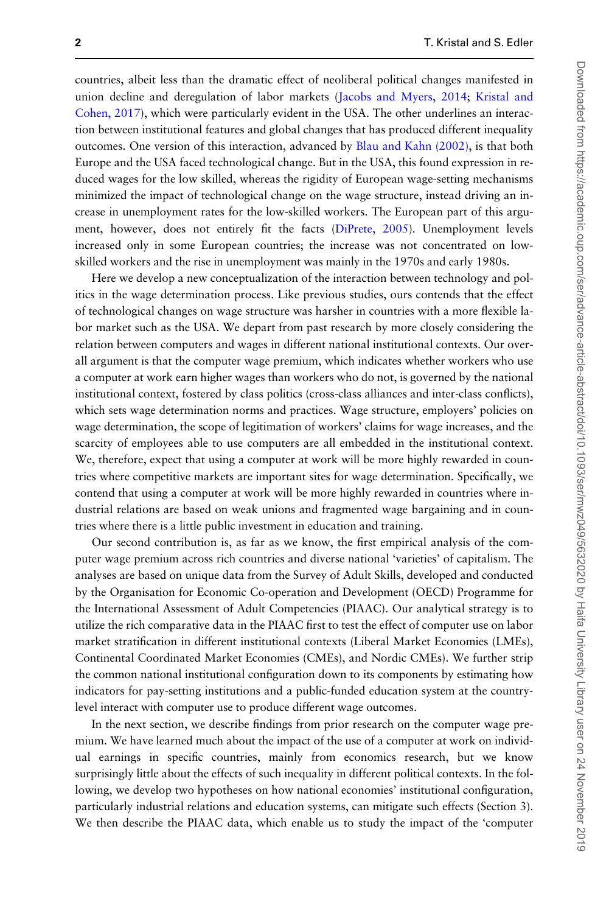countries, albeit less than the dramatic effect of neoliberal political changes manifested in union decline and deregulation of labor markets (Jacobs and Myers, 2014; Kristal and Cohen, 2017), which were particularly evident in the USA. The other underlines an interaction between institutional features and global changes that has produced different inequality outcomes. One version of this interaction, advanced by Blau and Kahn (2002), is that both Europe and the USA faced technological change. But in the USA, this found expression in reduced wages for the low skilled, whereas the rigidity of European wage-setting mechanisms minimized the impact of technological change on the wage structure, instead driving an increase in unemployment rates for the low-skilled workers. The European part of this argument, however, does not entirely fit the facts (DiPrete, 2005). Unemployment levels increased only in some European countries; the increase was not concentrated on low-skilled workers and the rise in unemployment was mainly in the 1970s and early 1980s.

Here we develop a new conceptualization of the interaction between technology and politics in the wage determination process. Like previous studies, ours contends that the effect of technological changes on wage structure was harsher in countries with a more flexible labor market such as the USA. We depart from past research by more closely considering the relation between computers and wages in different national institutional contexts. Our overall argument is that the computer wage premium, which indicates whether workers who use a computer at work earn higher wages than workers who do not, is governed by the national institutional context, fostered by class politics (cross-class alliances and inter-class conflicts), which sets wage determination norms and practices. Wage structure, employers' policies on wage determination, the scope of legitimation of workers' claims for wage increases, and the scarcity of employees able to use computers are all embedded in the institutional context. We, therefore, expect that using a computer at work will be more highly rewarded in countries where competitive markets are important sites for wage determination. Specifically, we contend that using a computer at work will be more highly rewarded in countries where industrial relations are based on weak unions and fragmented wage bargaining and in countries where there is a little public investment in education and training.

Our second contribution is, as far as we know, the first empirical analysis of the computer wage premium across rich countries and diverse national 'varieties' of capitalism. The analyses are based on unique data from the Survey of Adult Skills, developed and conducted by the Organisation for Economic Co-operation and Development (OECD) Programme for the International Assessment of Adult Competencies (PIAAC). Our analytical strategy is to utilize the rich comparative data in the PIAAC first to test the effect of computer use on labor market stratification in different institutional contexts (Liberal Market Economies (LMEs), Continental Coordinated Market Economies (CMEs), and Nordic CMEs). We further strip the common national institutional configuration down to its components by estimating how indicators for pay-setting institutions and a public-funded education system at the country-level interact with computer use to produce different wage outcomes.

In the next section, we describe findings from prior research on the computer wage premium. We have learned much about the impact of the use of a computer at work on individual earnings in specific countries, mainly from economics research, but we know surprisingly little about the effects of such inequality in different political contexts. In the following, we develop two hypotheses on how national economies' institutional configuration, particularly industrial relations and education systems, can mitigate such effects (Section 3). We then describe the PIAAC data, which enable us to study the impact of the 'computer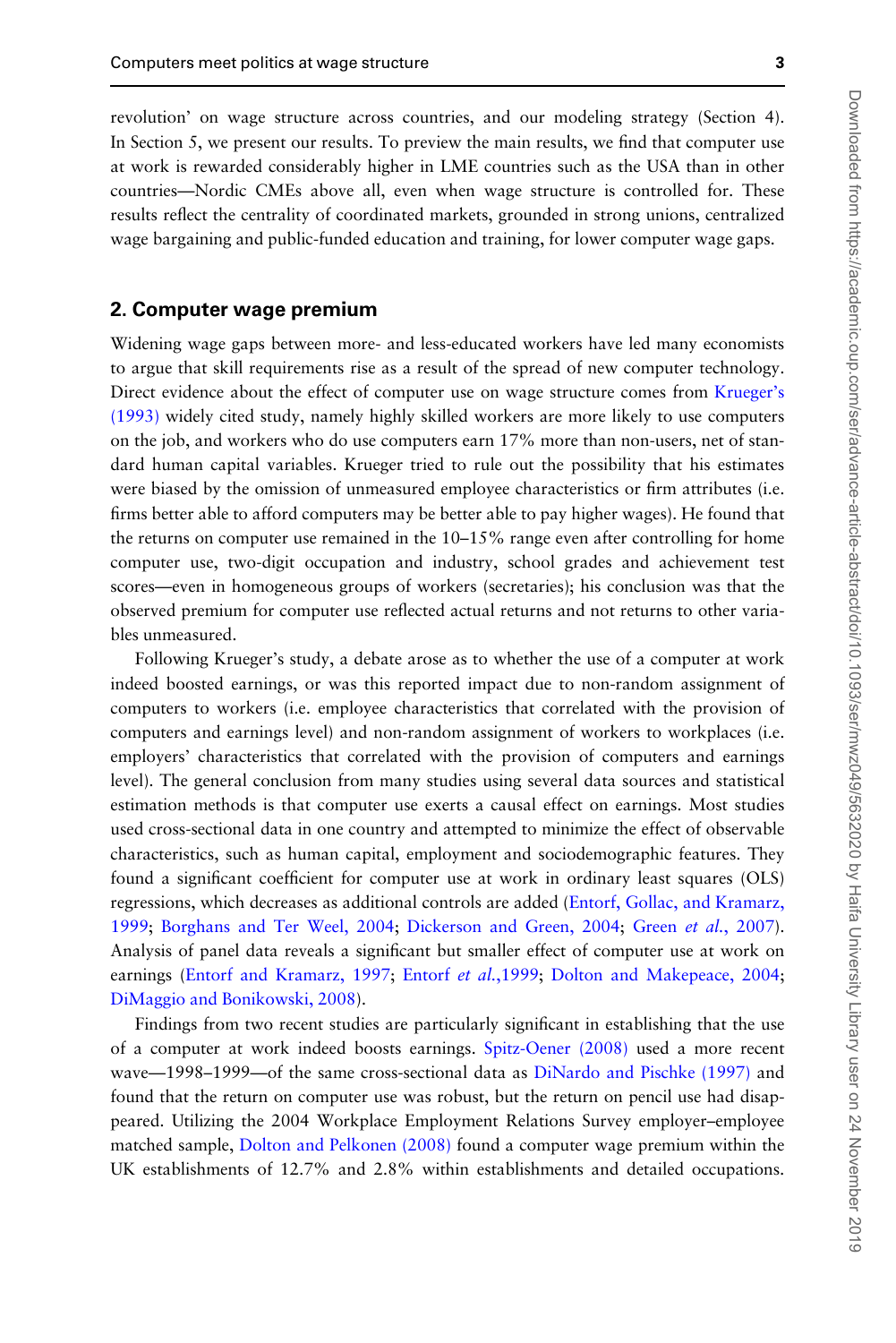revolution' on wage structure across countries, and our modeling strategy (Section 4). In Section 5, we present our results. To preview the main results, we find that computer use at work is rewarded considerably higher in LME countries such as the USA than in other countries—Nordic CMEs above all, even when wage structure is controlled for. These results reflect the centrality of coordinated markets, grounded in strong unions, centralized wage bargaining and public-funded education and training, for lower computer wage gaps.

## 2. Computer wage premium

Widening wage gaps between more- and less-educated workers have led many economists to argue that skill requirements rise as a result of the spread of new computer technology. Direct evidence about the effect of computer use on wage structure comes from Krueger's (1993) widely cited study, namely highly skilled workers are more likely to use computers on the job, and workers who do use computers earn 17% more than non-users, net of standard human capital variables. Krueger tried to rule out the possibility that his estimates were biased by the omission of unmeasured employee characteristics or firm attributes (i.e. firms better able to afford computers may be better able to pay higher wages). He found that the returns on computer use remained in the 10–15% range even after controlling for home computer use, two-digit occupation and industry, school grades and achievement test scores—even in homogeneous groups of workers (secretaries); his conclusion was that the observed premium for computer use reflected actual returns and not returns to other variables unmeasured.

Following Krueger's study, a debate arose as to whether the use of a computer at work indeed boosted earnings, or was this reported impact due to non-random assignment of computers to workers (i.e. employee characteristics that correlated with the provision of computers and earnings level) and non-random assignment of workers to workplaces (i.e. employers' characteristics that correlated with the provision of computers and earnings level). The general conclusion from many studies using several data sources and statistical estimation methods is that computer use exerts a causal effect on earnings. Most studies used cross-sectional data in one country and attempted to minimize the effect of observable characteristics, such as human capital, employment and sociodemographic features. They found a significant coefficient for computer use at work in ordinary least squares (OLS) regressions, which decreases as additional controls are added (Entorf, Gollac, and Kramarz, 1999; Borghans and Ter Weel, 2004; Dickerson and Green, 2004; Green *et al.*, 2007). Analysis of panel data reveals a significant but smaller effect of computer use at work on earnings (Entorf and Kramarz, 1997; Entorf *et al.*,1999; Dolton and Makepeace, 2004; DiMaggio and Bonikowski, 2008).

Findings from two recent studies are particularly significant in establishing that the use of a computer at work indeed boosts earnings. Spitz-Oener (2008) used a more recent wave—1998–1999—of the same cross-sectional data as DiNardo and Pischke (1997) and found that the return on computer use was robust, but the return on pencil use had disappeared. Utilizing the 2004 Workplace Employment Relations Survey employer–employee matched sample, Dolton and Pelkonen (2008) found a computer wage premium within the UK establishments of 12.7% and 2.8% within establishments and detailed occupations.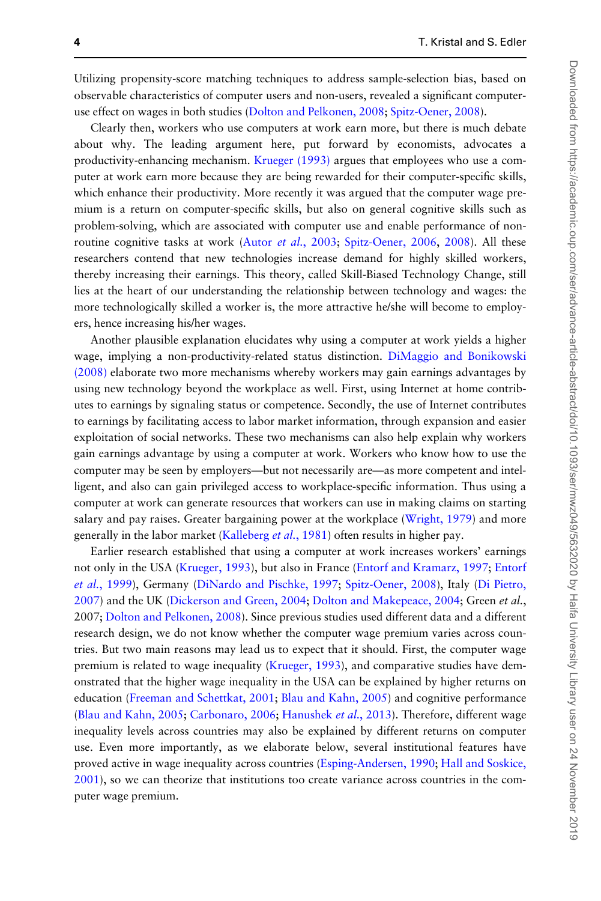Utilizing propensity-score matching techniques to address sample-selection bias, based on observable characteristics of computer users and non-users, revealed a significant computer-use effect on wages in both studies (Dolton and Pelkonen, 2008; Spitz-Oener, 2008).

Clearly then, workers who use computers at work earn more, but there is much debate about why. The leading argument here, put forward by economists, advocates a productivity-enhancing mechanism. Krueger (1993) argues that employees who use a computer at work earn more because they are being rewarded for their computer-specific skills, which enhance their productivity. More recently it was argued that the computer wage premium is a return on computer-specific skills, but also on general cognitive skills such as problem-solving, which are associated with computer use and enable performance of non-routine cognitive tasks at work (Autor *et al.*, 2003; Spitz-Oener, 2006, 2008). All these researchers contend that new technologies increase demand for highly skilled workers, thereby increasing their earnings. This theory, called Skill-Biased Technology Change, still lies at the heart of our understanding the relationship between technology and wages: the more technologically skilled a worker is, the more attractive he/she will become to employers, hence increasing his/her wages.

Another plausible explanation elucidates why using a computer at work yields a higher wage, implying a non-productivity-related status distinction. DiMaggio and Bonikowski (2008) elaborate two more mechanisms whereby workers may gain earnings advantages by using new technology beyond the workplace as well. First, using Internet at home contributes to earnings by signaling status or competence. Secondly, the use of Internet contributes to earnings by facilitating access to labor market information, through expansion and easier exploitation of social networks. These two mechanisms can also help explain why workers gain earnings advantage by using a computer at work. Workers who know how to use the computer may be seen by employers—but not necessarily are—as more competent and intelligent, and also can gain privileged access to workplace-specific information. Thus using a computer at work can generate resources that workers can use in making claims on starting salary and pay raises. Greater bargaining power at the workplace (Wright, 1979) and more generally in the labor market (Kalleberg *et al.*, 1981) often results in higher pay.

Earlier research established that using a computer at work increases workers' earnings not only in the USA (Krueger, 1993), but also in France (Entorf and Kramarz, 1997; Entorf *et al.*, 1999), Germany (DiNardo and Pischke, 1997; Spitz-Oener, 2008), Italy (Di Pietro, 2007) and the UK (Dickerson and Green, 2004; Dolton and Makepeace, 2004; Green *et al.*, 2007; Dolton and Pelkonen, 2008). Since previous studies used different data and a different research design, we do not know whether the computer wage premium varies across countries. But two main reasons may lead us to expect that it should. First, the computer wage premium is related to wage inequality (Krueger, 1993), and comparative studies have demonstrated that the higher wage inequality in the USA can be explained by higher returns on education (Freeman and Schettkat, 2001; Blau and Kahn, 2005) and cognitive performance (Blau and Kahn, 2005; Carbonaro, 2006; Hanushek *et al.*, 2013). Therefore, different wage inequality levels across countries may also be explained by different returns on computer use. Even more importantly, as we elaborate below, several institutional features have proved active in wage inequality across countries (Esping-Andersen, 1990; Hall and Soskice, 2001), so we can theorize that institutions too create variance across countries in the computer wage premium.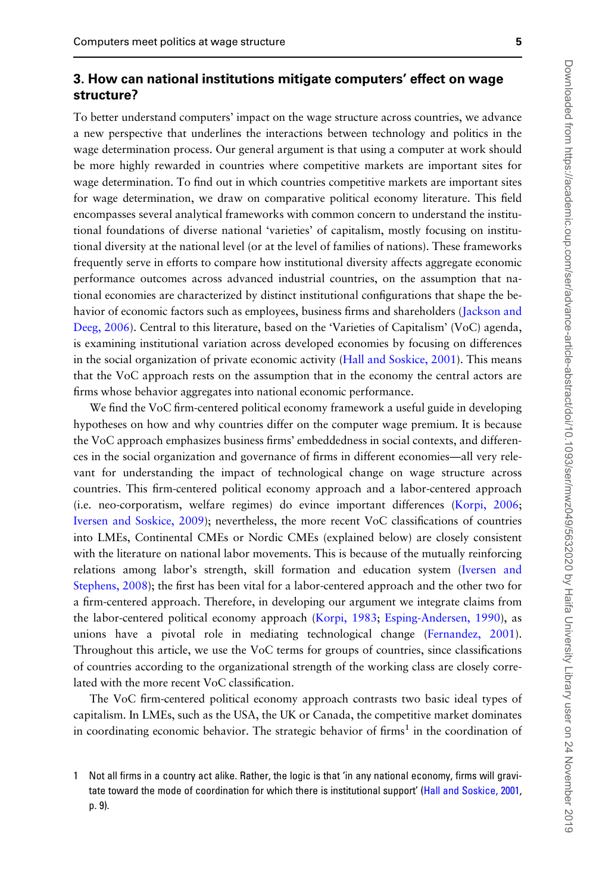## 3. How can national institutions mitigate computers' effect on wage structure?

To better understand computers' impact on the wage structure across countries, we advance a new perspective that underlines the interactions between technology and politics in the wage determination process. Our general argument is that using a computer at work should be more highly rewarded in countries where competitive markets are important sites for wage determination. To find out in which countries competitive markets are important sites for wage determination, we draw on comparative political economy literature. This field encompasses several analytical frameworks with common concern to understand the institutional foundations of diverse national 'varieties' of capitalism, mostly focusing on institutional diversity at the national level (or at the level of families of nations). These frameworks frequently serve in efforts to compare how institutional diversity affects aggregate economic performance outcomes across advanced industrial countries, on the assumption that national economies are characterized by distinct institutional configurations that shape the behavior of economic factors such as employees, business firms and shareholders (Jackson and Deeg, 2006). Central to this literature, based on the 'Varieties of Capitalism' (VoC) agenda, is examining institutional variation across developed economies by focusing on differences in the social organization of private economic activity (Hall and Soskice, 2001). This means that the VoC approach rests on the assumption that in the economy the central actors are firms whose behavior aggregates into national economic performance.

We find the VoC firm-centered political economy framework a useful guide in developing hypotheses on how and why countries differ on the computer wage premium. It is because the VoC approach emphasizes business firms' embeddedness in social contexts, and differences in the social organization and governance of firms in different economies—all very relevant for understanding the impact of technological change on wage structure across countries. This firm-centered political economy approach and a labor-centered approach (i.e. neo-corporatism, welfare regimes) do evince important differences (Korpi, 2006; Iversen and Soskice, 2009); nevertheless, the more recent VoC classifications of countries into LMEs, Continental CMEs or Nordic CMEs (explained below) are closely consistent with the literature on national labor movements. This is because of the mutually reinforcing relations among labor's strength, skill formation and education system (Iversen and Stephens, 2008); the first has been vital for a labor-centered approach and the other two for a firm-centered approach. Therefore, in developing our argument we integrate claims from the labor-centered political economy approach (Korpi, 1983; Esping-Andersen, 1990), as unions have a pivotal role in mediating technological change (Fernandez, 2001). Throughout this article, we use the VoC terms for groups of countries, since classifications of countries according to the organizational strength of the working class are closely correlated with the more recent VoC classification.

The VoC firm-centered political economy approach contrasts two basic ideal types of capitalism. In LMEs, such as the USA, the UK or Canada, the competitive market dominates in coordinating economic behavior. The strategic behavior of firms[1] in the coordination of

1 Not all firms in a country act alike. Rather, the logic is that 'in any national economy, firms will gravitate toward the mode of coordination for which there is institutional support' (Hall and Soskice, 2001, p. 9).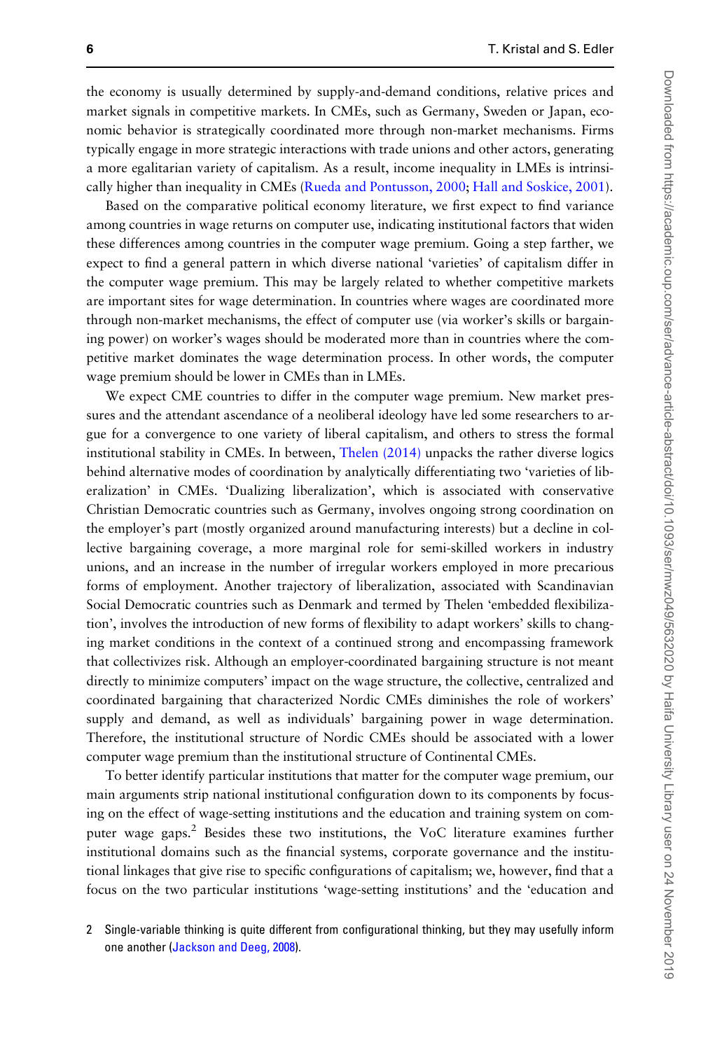the economy is usually determined by supply-and-demand conditions, relative prices and market signals in competitive markets. In CMEs, such as Germany, Sweden or Japan, economic behavior is strategically coordinated more through non-market mechanisms. Firms typically engage in more strategic interactions with trade unions and other actors, generating a more egalitarian variety of capitalism. As a result, income inequality in LMEs is intrinsically higher than inequality in CMEs (Rueda and Pontusson, 2000; Hall and Soskice, 2001).

Based on the comparative political economy literature, we first expect to find variance among countries in wage returns on computer use, indicating institutional factors that widen these differences among countries in the computer wage premium. Going a step farther, we expect to find a general pattern in which diverse national 'varieties' of capitalism differ in the computer wage premium. This may be largely related to whether competitive markets are important sites for wage determination. In countries where wages are coordinated more through non-market mechanisms, the effect of computer use (via worker's skills or bargaining power) on worker's wages should be moderated more than in countries where the competitive market dominates the wage determination process. In other words, the computer wage premium should be lower in CMEs than in LMEs.

We expect CME countries to differ in the computer wage premium. New market pressures and the attendant ascendance of a neoliberal ideology have led some researchers to argue for a convergence to one variety of liberal capitalism, and others to stress the formal institutional stability in CMEs. In between, Thelen (2014) unpacks the rather diverse logics behind alternative modes of coordination by analytically differentiating two 'varieties of liberalization' in CMEs. 'Dualizing liberalization', which is associated with conservative Christian Democratic countries such as Germany, involves ongoing strong coordination on the employer's part (mostly organized around manufacturing interests) but a decline in collective bargaining coverage, a more marginal role for semi-skilled workers in industry unions, and an increase in the number of irregular workers employed in more precarious forms of employment. Another trajectory of liberalization, associated with Scandinavian Social Democratic countries such as Denmark and termed by Thelen 'embedded flexibilization', involves the introduction of new forms of flexibility to adapt workers' skills to changing market conditions in the context of a continued strong and encompassing framework that collectivizes risk. Although an employer-coordinated bargaining structure is not meant directly to minimize computers' impact on the wage structure, the collective, centralized and coordinated bargaining that characterized Nordic CMEs diminishes the role of workers' supply and demand, as well as individuals' bargaining power in wage determination. Therefore, the institutional structure of Nordic CMEs should be associated with a lower computer wage premium than the institutional structure of Continental CMEs.

To better identify particular institutions that matter for the computer wage premium, our main arguments strip national institutional configuration down to its components by focusing on the effect of wage-setting institutions and the education and training system on computer wage gaps.[2] Besides these two institutions, the VoC literature examines further institutional domains such as the financial systems, corporate governance and the institutional linkages that give rise to specific configurations of capitalism; we, however, find that a focus on the two particular institutions 'wage-setting institutions' and the 'education and

2 Single-variable thinking is quite different from configurational thinking, but they may usefully inform one another (Jackson and Deeg, 2008).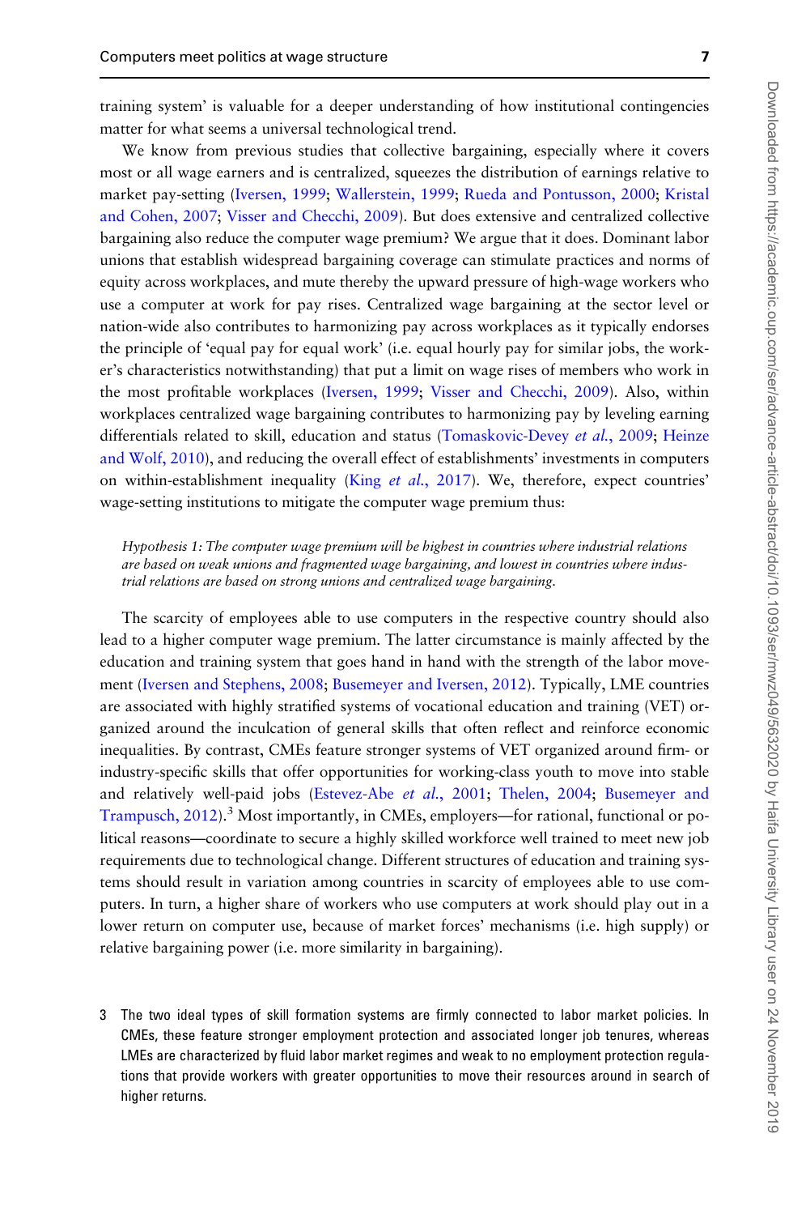training system' is valuable for a deeper understanding of how institutional contingencies matter for what seems a universal technological trend.

We know from previous studies that collective bargaining, especially where it covers most or all wage earners and is centralized, squeezes the distribution of earnings relative to market pay-setting (Iversen, 1999; Wallerstein, 1999; Rueda and Pontusson, 2000; Kristal and Cohen, 2007; Visser and Checchi, 2009). But does extensive and centralized collective bargaining also reduce the computer wage premium? We argue that it does. Dominant labor unions that establish widespread bargaining coverage can stimulate practices and norms of equity across workplaces, and mute thereby the upward pressure of high-wage workers who use a computer at work for pay rises. Centralized wage bargaining at the sector level or nation-wide also contributes to harmonizing pay across workplaces as it typically endorses the principle of 'equal pay for equal work' (i.e. equal hourly pay for similar jobs, the worker's characteristics notwithstanding) that put a limit on wage rises of members who work in the most profitable workplaces (Iversen, 1999; Visser and Checchi, 2009). Also, within workplaces centralized wage bargaining contributes to harmonizing pay by leveling earning differentials related to skill, education and status (Tomaskovic-Devey *et al.*, 2009; Heinze and Wolf, 2010), and reducing the overall effect of establishments' investments in computers on within-establishment inequality (King *et al.*, 2017). We, therefore, expect countries' wage-setting institutions to mitigate the computer wage premium thus:

> *Hypothesis 1: The computer wage premium will be highest in countries where industrial relations are based on weak unions and fragmented wage bargaining, and lowest in countries where industrial relations are based on strong unions and centralized wage bargaining.*

The scarcity of employees able to use computers in the respective country should also lead to a higher computer wage premium. The latter circumstance is mainly affected by the education and training system that goes hand in hand with the strength of the labor movement (Iversen and Stephens, 2008; Busemeyer and Iversen, 2012). Typically, LME countries are associated with highly stratified systems of vocational education and training (VET) organized around the inculcation of general skills that often reflect and reinforce economic inequalities. By contrast, CMEs feature stronger systems of VET organized around firm- or industry-specific skills that offer opportunities for working-class youth to move into stable and relatively well-paid jobs (Estevez-Abe *et al.*, 2001; Thelen, 2004; Busemeyer and Trampusch, 2012).[3] Most importantly, in CMEs, employers—for rational, functional or political reasons—coordinate to secure a highly skilled workforce well trained to meet new job requirements due to technological change. Different structures of education and training systems should result in variation among countries in scarcity of employees able to use computers. In turn, a higher share of workers who use computers at work should play out in a lower return on computer use, because of market forces' mechanisms (i.e. high supply) or relative bargaining power (i.e. more similarity in bargaining).

3 The two ideal types of skill formation systems are firmly connected to labor market policies. In CMEs, these feature stronger employment protection and associated longer job tenures, whereas LMEs are characterized by fluid labor market regimes and weak to no employment protection regulations that provide workers with greater opportunities to move their resources around in search of higher returns.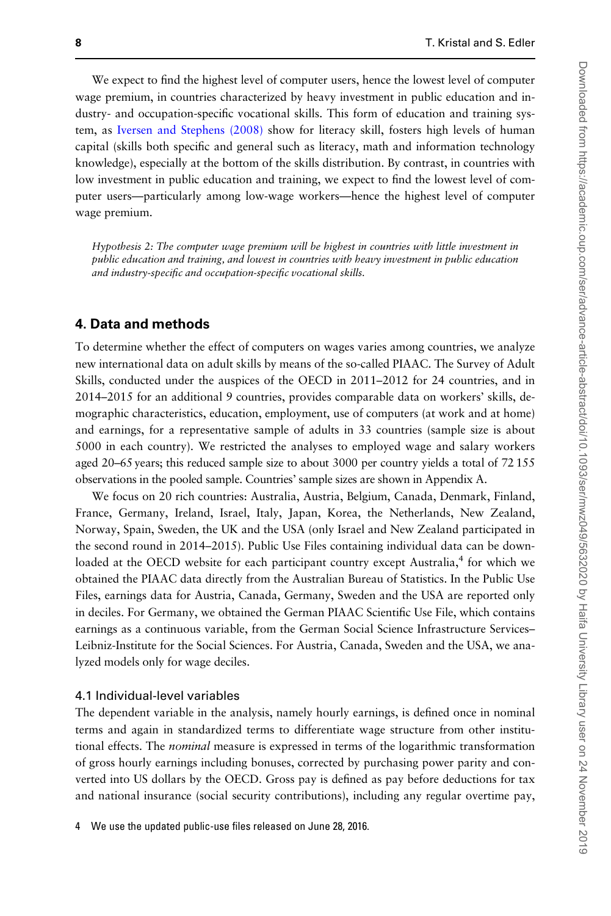We expect to find the highest level of computer users, hence the lowest level of computer wage premium, in countries characterized by heavy investment in public education and industry- and occupation-specific vocational skills. This form of education and training system, as Iversen and Stephens (2008) show for literacy skill, fosters high levels of human capital (skills both specific and general such as literacy, math and information technology knowledge), especially at the bottom of the skills distribution. By contrast, in countries with low investment in public education and training, we expect to find the lowest level of computer users—particularly among low-wage workers—hence the highest level of computer wage premium.

> *Hypothesis 2: The computer wage premium will be highest in countries with little investment in public education and training, and lowest in countries with heavy investment in public education and industry-specific and occupation-specific vocational skills.*

## 4. Data and methods

To determine whether the effect of computers on wages varies among countries, we analyze new international data on adult skills by means of the so-called PIAAC. The Survey of Adult Skills, conducted under the auspices of the OECD in 2011–2012 for 24 countries, and in 2014–2015 for an additional 9 countries, provides comparable data on workers' skills, demographic characteristics, education, employment, use of computers (at work and at home) and earnings, for a representative sample of adults in 33 countries (sample size is about 5000 in each country). We restricted the analyses to employed wage and salary workers aged 20–65 years; this reduced sample size to about 3000 per country yields a total of 72 155 observations in the pooled sample. Countries' sample sizes are shown in Appendix A.

We focus on 20 rich countries: Australia, Austria, Belgium, Canada, Denmark, Finland, France, Germany, Ireland, Israel, Italy, Japan, Korea, the Netherlands, New Zealand, Norway, Spain, Sweden, the UK and the USA (only Israel and New Zealand participated in the second round in 2014–2015). Public Use Files containing individual data can be downloaded at the OECD website for each participant country except Australia,[4] for which we obtained the PIAAC data directly from the Australian Bureau of Statistics. In the Public Use Files, earnings data for Austria, Canada, Germany, Sweden and the USA are reported only in deciles. For Germany, we obtained the German PIAAC Scientific Use File, which contains earnings as a continuous variable, from the German Social Science Infrastructure Services–Leibniz-Institute for the Social Sciences. For Austria, Canada, Sweden and the USA, we analyzed models only for wage deciles.

### 4.1 Individual-level variables

The dependent variable in the analysis, namely hourly earnings, is defined once in nominal terms and again in standardized terms to differentiate wage structure from other institutional effects. The *nominal* measure is expressed in terms of the logarithmic transformation of gross hourly earnings including bonuses, corrected by purchasing power parity and converted into US dollars by the OECD. Gross pay is defined as pay before deductions for tax and national insurance (social security contributions), including any regular overtime pay,

4 We use the updated public-use files released on June 28, 2016.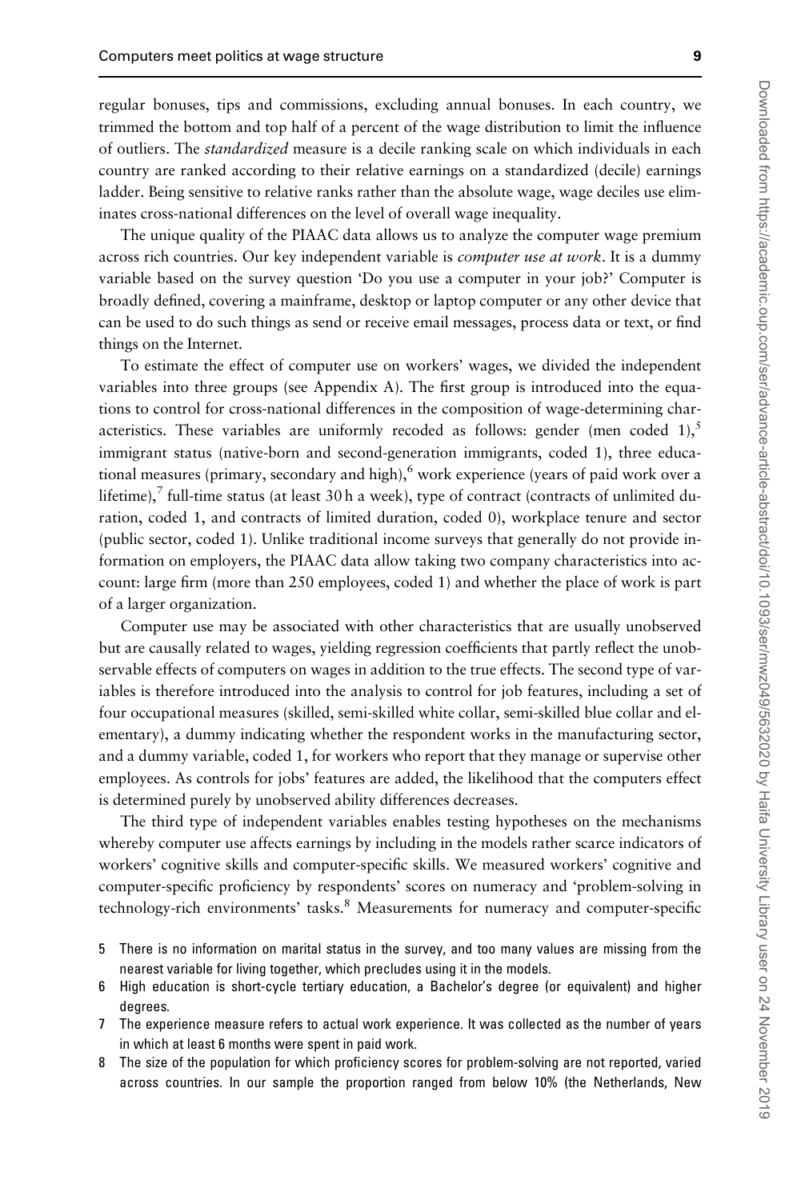regular bonuses, tips and commissions, excluding annual bonuses. In each country, we trimmed the bottom and top half of a percent of the wage distribution to limit the influence of outliers. The *standardized* measure is a decile ranking scale on which individuals in each country are ranked according to their relative earnings on a standardized (decile) earnings ladder. Being sensitive to relative ranks rather than the absolute wage, wage deciles use eliminates cross-national differences on the level of overall wage inequality.

The unique quality of the PIAAC data allows us to analyze the computer wage premium across rich countries. Our key independent variable is *computer use at work*. It is a dummy variable based on the survey question 'Do you use a computer in your job?' Computer is broadly defined, covering a mainframe, desktop or laptop computer or any other device that can be used to do such things as send or receive email messages, process data or text, or find things on the Internet.

To estimate the effect of computer use on workers' wages, we divided the independent variables into three groups (see Appendix A). The first group is introduced into the equations to control for cross-national differences in the composition of wage-determining characteristics. These variables are uniformly recoded as follows: gender (men coded 1),[5] immigrant status (native-born and second-generation immigrants, coded 1), three educational measures (primary, secondary and high),[6] work experience (years of paid work over a lifetime),[7] full-time status (at least 30 h a week), type of contract (contracts of unlimited duration, coded 1, and contracts of limited duration, coded 0), workplace tenure and sector (public sector, coded 1). Unlike traditional income surveys that generally do not provide information on employers, the PIAAC data allow taking two company characteristics into account: large firm (more than 250 employees, coded 1) and whether the place of work is part of a larger organization.

Computer use may be associated with other characteristics that are usually unobserved but are causally related to wages, yielding regression coefficients that partly reflect the unobservable effects of computers on wages in addition to the true effects. The second type of variables is therefore introduced into the analysis to control for job features, including a set of four occupational measures (skilled, semi-skilled white collar, semi-skilled blue collar and elementary), a dummy indicating whether the respondent works in the manufacturing sector, and a dummy variable, coded 1, for workers who report that they manage or supervise other employees. As controls for jobs' features are added, the likelihood that the computers effect is determined purely by unobserved ability differences decreases.

The third type of independent variables enables testing hypotheses on the mechanisms whereby computer use affects earnings by including in the models rather scarce indicators of workers' cognitive skills and computer-specific skills. We measured workers' cognitive and computer-specific proficiency by respondents' scores on numeracy and 'problem-solving in technology-rich environments' tasks.[8] Measurements for numeracy and computer-specific

5 There is no information on marital status in the survey, and too many values are missing from the nearest variable for living together, which precludes using it in the models.

6 High education is short-cycle tertiary education, a Bachelor's degree (or equivalent) and higher degrees.

7 The experience measure refers to actual work experience. It was collected as the number of years in which at least 6 months were spent in paid work.

8 The size of the population for which proficiency scores for problem-solving are not reported, varied across countries. In our sample the proportion ranged from below 10% (the Netherlands, New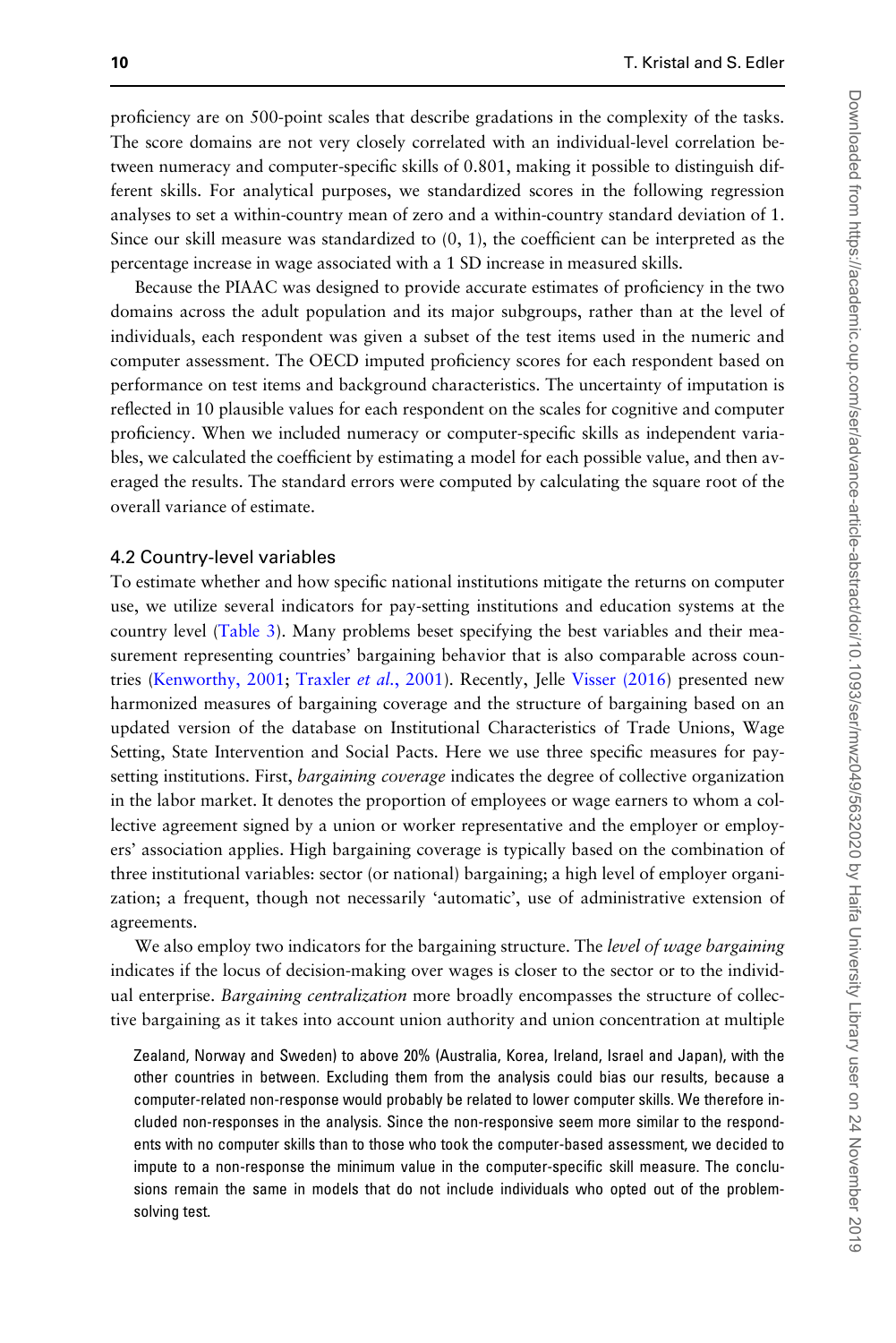proficiency are on 500-point scales that describe gradations in the complexity of the tasks. The score domains are not very closely correlated with an individual-level correlation between numeracy and computer-specific skills of 0.801, making it possible to distinguish different skills. For analytical purposes, we standardized scores in the following regression analyses to set a within-country mean of zero and a within-country standard deviation of 1. Since our skill measure was standardized to (0, 1), the coefficient can be interpreted as the percentage increase in wage associated with a 1 SD increase in measured skills.

Because the PIAAC was designed to provide accurate estimates of proficiency in the two domains across the adult population and its major subgroups, rather than at the level of individuals, each respondent was given a subset of the test items used in the numeric and computer assessment. The OECD imputed proficiency scores for each respondent based on performance on test items and background characteristics. The uncertainty of imputation is reflected in 10 plausible values for each respondent on the scales for cognitive and computer proficiency. When we included numeracy or computer-specific skills as independent variables, we calculated the coefficient by estimating a model for each possible value, and then averaged the results. The standard errors were computed by calculating the square root of the overall variance of estimate.

### 4.2 Country-level variables

To estimate whether and how specific national institutions mitigate the returns on computer use, we utilize several indicators for pay-setting institutions and education systems at the country level (Table 3). Many problems beset specifying the best variables and their measurement representing countries' bargaining behavior that is also comparable across countries (Kenworthy, 2001; Traxler *et al.*, 2001). Recently, Jelle Visser (2016) presented new harmonized measures of bargaining coverage and the structure of bargaining based on an updated version of the database on Institutional Characteristics of Trade Unions, Wage Setting, State Intervention and Social Pacts. Here we use three specific measures for pay-setting institutions. First, *bargaining coverage* indicates the degree of collective organization in the labor market. It denotes the proportion of employees or wage earners to whom a collective agreement signed by a union or worker representative and the employer or employers' association applies. High bargaining coverage is typically based on the combination of three institutional variables: sector (or national) bargaining; a high level of employer organization; a frequent, though not necessarily 'automatic', use of administrative extension of agreements.

We also employ two indicators for the bargaining structure. The *level of wage bargaining* indicates if the locus of decision-making over wages is closer to the sector or to the individual enterprise. *Bargaining centralization* more broadly encompasses the structure of collective bargaining as it takes into account union authority and union concentration at multiple

Zealand, Norway and Sweden) to above 20% (Australia, Korea, Ireland, Israel and Japan), with the other countries in between. Excluding them from the analysis could bias our results, because a computer-related non-response would probably be related to lower computer skills. We therefore included non-responses in the analysis. Since the non-responsive seem more similar to the respondents with no computer skills than to those who took the computer-based assessment, we decided to impute to a non-response the minimum value in the computer-specific skill measure. The conclusions remain the same in models that do not include individuals who opted out of the problem-solving test.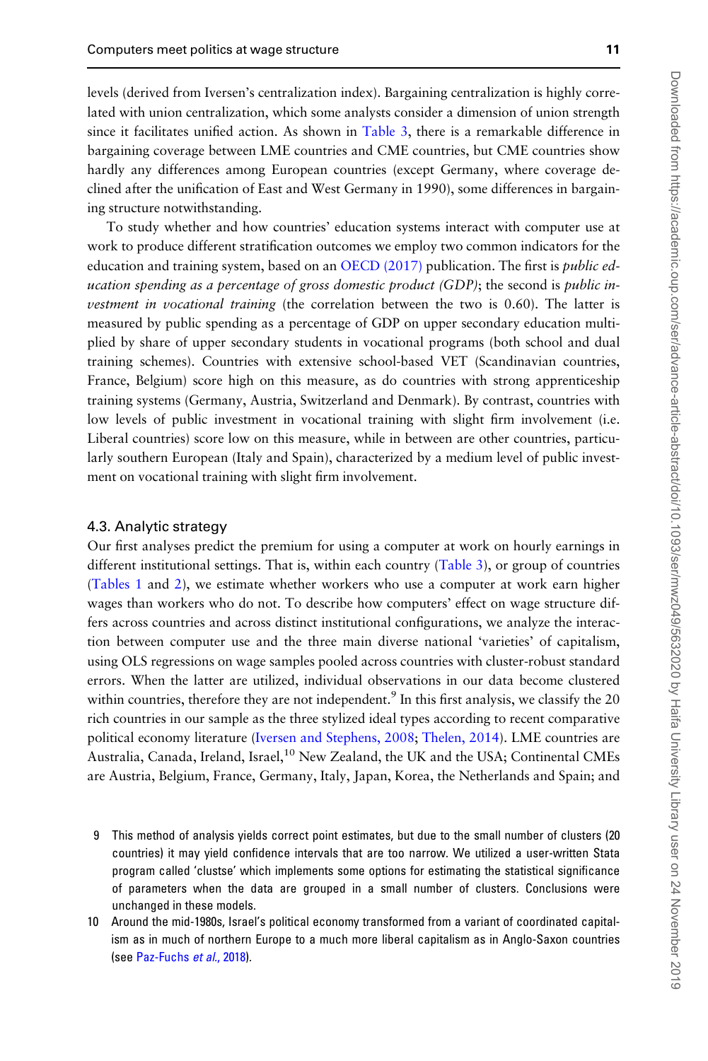levels (derived from Iversen's centralization index). Bargaining centralization is highly correlated with union centralization, which some analysts consider a dimension of union strength since it facilitates unified action. As shown in Table 3, there is a remarkable difference in bargaining coverage between LME countries and CME countries, but CME countries show hardly any differences among European countries (except Germany, where coverage declined after the unification of East and West Germany in 1990), some differences in bargaining structure notwithstanding.

To study whether and how countries' education systems interact with computer use at work to produce different stratification outcomes we employ two common indicators for the education and training system, based on an OECD (2017) publication. The first is *public education spending as a percentage of gross domestic product (GDP)*; the second is *public investment in vocational training* (the correlation between the two is 0.60). The latter is measured by public spending as a percentage of GDP on upper secondary education multiplied by share of upper secondary students in vocational programs (both school and dual training schemes). Countries with extensive school-based VET (Scandinavian countries, France, Belgium) score high on this measure, as do countries with strong apprenticeship training systems (Germany, Austria, Switzerland and Denmark). By contrast, countries with low levels of public investment in vocational training with slight firm involvement (i.e. Liberal countries) score low on this measure, while in between are other countries, particularly southern European (Italy and Spain), characterized by a medium level of public investment on vocational training with slight firm involvement.

### 4.3. Analytic strategy

Our first analyses predict the premium for using a computer at work on hourly earnings in different institutional settings. That is, within each country (Table 3), or group of countries (Tables 1 and 2), we estimate whether workers who use a computer at work earn higher wages than workers who do not. To describe how computers' effect on wage structure differs across countries and across distinct institutional configurations, we analyze the interaction between computer use and the three main diverse national 'varieties' of capitalism, using OLS regressions on wage samples pooled across countries with cluster-robust standard errors. When the latter are utilized, individual observations in our data become clustered within countries, therefore they are not independent.[9] In this first analysis, we classify the 20 rich countries in our sample as the three stylized ideal types according to recent comparative political economy literature (Iversen and Stephens, 2008; Thelen, 2014). LME countries are Australia, Canada, Ireland, Israel,[10] New Zealand, the UK and the USA; Continental CMEs are Austria, Belgium, France, Germany, Italy, Japan, Korea, the Netherlands and Spain; and

9 This method of analysis yields correct point estimates, but due to the small number of clusters (20 countries) it may yield confidence intervals that are too narrow. We utilized a user-written Stata program called 'clustse' which implements some options for estimating the statistical significance of parameters when the data are grouped in a small number of clusters. Conclusions were unchanged in these models.

10 Around the mid-1980s, Israel's political economy transformed from a variant of coordinated capitalism as in much of northern Europe to a much more liberal capitalism as in Anglo-Saxon countries (see Paz-Fuchs *et al.*, 2018).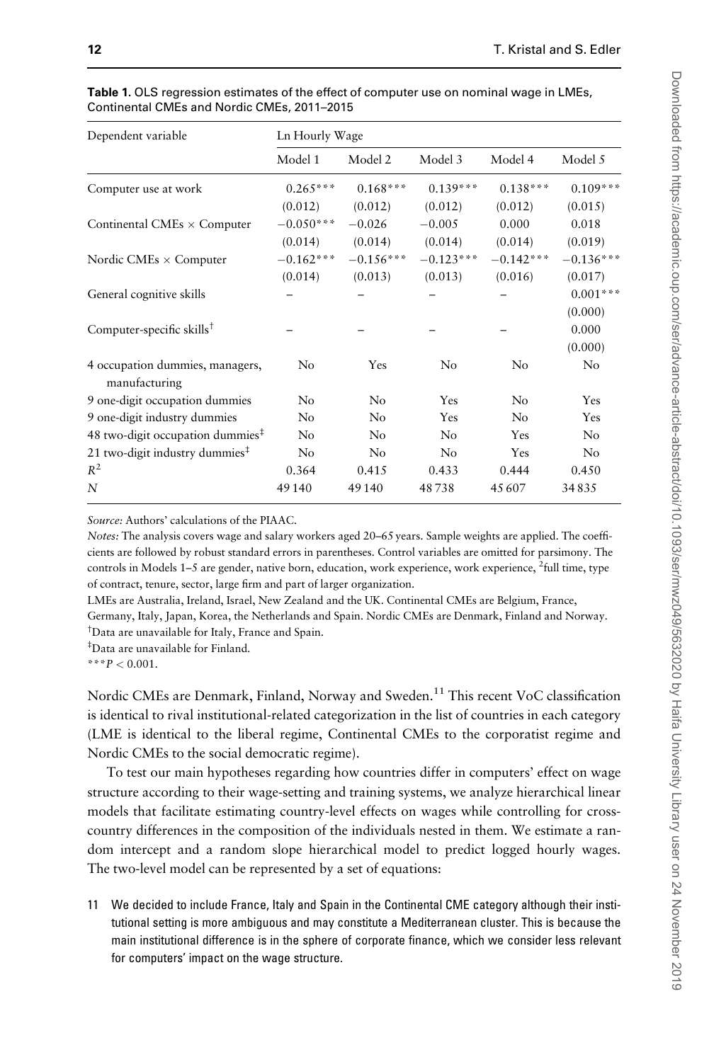**Table 1.** OLS regression estimates of the effect of computer use on nominal wage in LMEs, Continental CMEs and Nordic CMEs, 2011–2015

| Dependent variable | Ln Hourly Wage | | | | |
|---|---|---|---|---|---|
| | Model 1 | Model 2 | Model 3 | Model 4 | Model 5 |
| Computer use at work | 0.265*** | 0.168*** | 0.139*** | 0.138*** | 0.109*** |
| | (0.012) | (0.012) | (0.012) | (0.012) | (0.015) |
| Continental CMEs × Computer | −0.050*** | −0.026 | −0.005 | 0.000 | 0.018 |
| | (0.014) | (0.014) | (0.014) | (0.014) | (0.019) |
| Nordic CMEs × Computer | −0.162*** | −0.156*** | −0.123*** | −0.142*** | −0.136*** |
| | (0.014) | (0.013) | (0.013) | (0.016) | (0.017) |
| General cognitive skills | – | – | – | – | 0.001*** |
| | | | | | (0.000) |
| Computer-specific skills† | – | – | – | – | 0.000 |
| | | | | | (0.000) |
| 4 occupation dummies, managers, manufacturing | No | Yes | No | No | No |
| 9 one-digit occupation dummies | No | No | Yes | No | Yes |
| 9 one-digit industry dummies | No | No | Yes | No | Yes |
| 48 two-digit occupation dummies‡ | No | No | No | Yes | No |
| 21 two-digit industry dummies‡ | No | No | No | Yes | No |
| $R^2$ | 0.364 | 0.415 | 0.433 | 0.444 | 0.450 |
| $N$ | 49 140 | 49 140 | 48 738 | 45 607 | 34 835 |

*Source:* Authors' calculations of the PIAAC.

*Notes:* The analysis covers wage and salary workers aged 20–65 years. Sample weights are applied. The coefficients are followed by robust standard errors in parentheses. Control variables are omitted for parsimony. The controls in Models 1–5 are gender, native born, education, work experience, work experience, $^2$full time, type of contract, tenure, sector, large firm and part of larger organization.

LMEs are Australia, Ireland, Israel, New Zealand and the UK. Continental CMEs are Belgium, France, Germany, Italy, Japan, Korea, the Netherlands and Spain. Nordic CMEs are Denmark, Finland and Norway.

†Data are unavailable for Italy, France and Spain.

‡Data are unavailable for Finland.

***$P < 0.001$.

Nordic CMEs are Denmark, Finland, Norway and Sweden.[11] This recent VoC classification is identical to rival institutional-related categorization in the list of countries in each category (LME is identical to the liberal regime, Continental CMEs to the corporatist regime and Nordic CMEs to the social democratic regime).

To test our main hypotheses regarding how countries differ in computers' effect on wage structure according to their wage-setting and training systems, we analyze hierarchical linear models that facilitate estimating country-level effects on wages while controlling for cross-country differences in the composition of the individuals nested in them. We estimate a random intercept and a random slope hierarchical model to predict logged hourly wages. The two-level model can be represented by a set of equations:

11 We decided to include France, Italy and Spain in the Continental CME category although their institutional setting is more ambiguous and may constitute a Mediterranean cluster. This is because the main institutional difference is in the sphere of corporate finance, which we consider less relevant for computers' impact on the wage structure.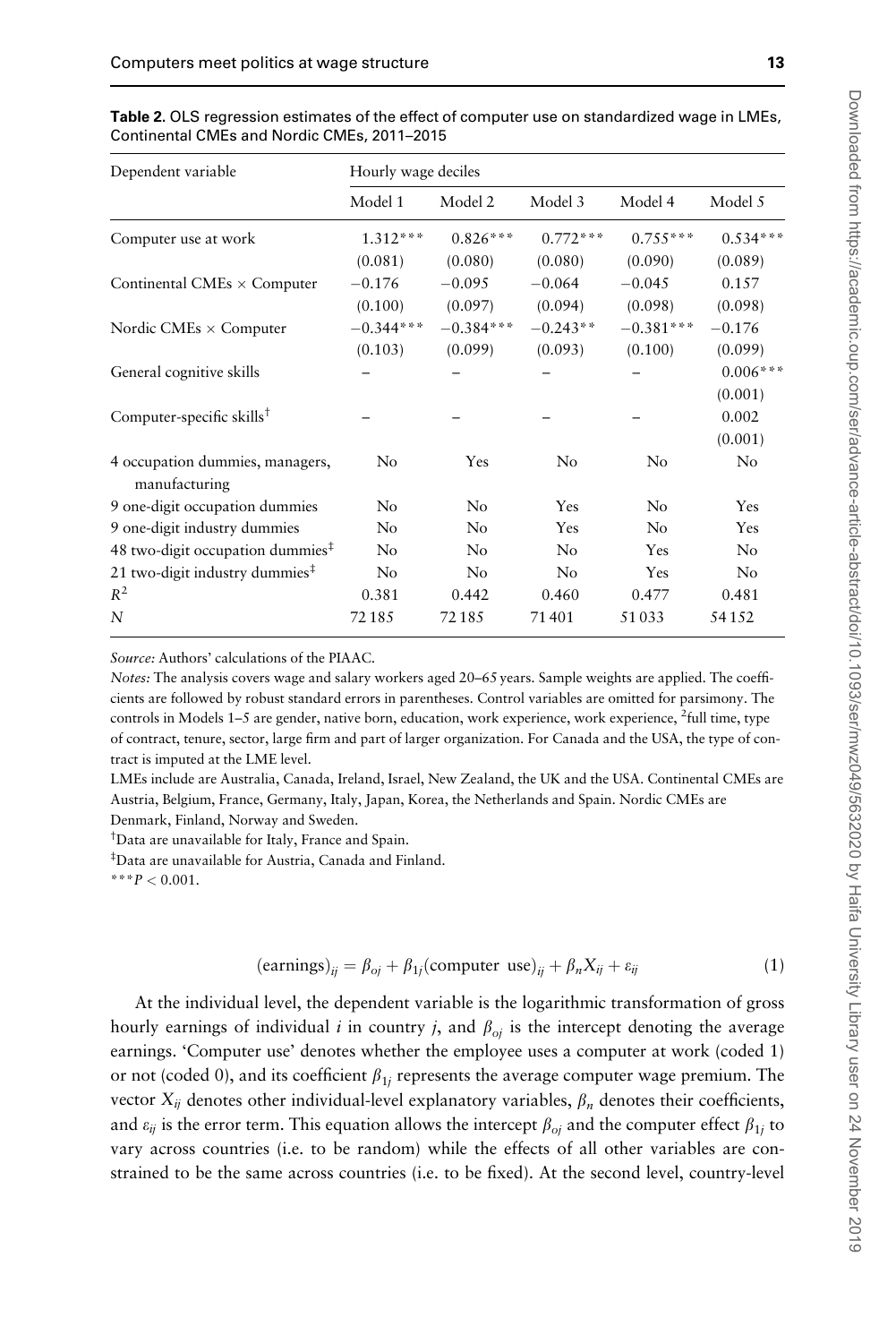**Table 2.** OLS regression estimates of the effect of computer use on standardized wage in LMEs, Continental CMEs and Nordic CMEs, 2011–2015

| Dependent variable | Hourly wage deciles | | | | |
|---|---|---|---|---|---|
| | Model 1 | Model 2 | Model 3 | Model 4 | Model 5 |
| Computer use at work | 1.312*** | 0.826*** | 0.772*** | 0.755*** | 0.534*** |
| | (0.081) | (0.080) | (0.080) | (0.090) | (0.089) |
| Continental CMEs × Computer | −0.176 | −0.095 | −0.064 | −0.045 | 0.157 |
| | (0.100) | (0.097) | (0.094) | (0.098) | (0.098) |
| Nordic CMEs × Computer | −0.344*** | −0.384*** | −0.243** | −0.381*** | −0.176 |
| | (0.103) | (0.099) | (0.093) | (0.100) | (0.099) |
| General cognitive skills | – | – | – | – | 0.006*** |
| | | | | | (0.001) |
| Computer-specific skills[†] | – | – | – | – | 0.002 |
| | | | | | (0.001) |
| 4 occupation dummies, managers, manufacturing | No | Yes | No | No | No |
| 9 one-digit occupation dummies | No | No | Yes | No | Yes |
| 9 one-digit industry dummies | No | No | Yes | No | Yes |
| 48 two-digit occupation dummies[‡] | No | No | No | Yes | No |
| 21 two-digit industry dummies[‡] | No | No | No | Yes | No |
| $R^2$ | 0.381 | 0.442 | 0.460 | 0.477 | 0.481 |
| $N$ | 72 185 | 72 185 | 71 401 | 51 033 | 54 152 |

*Source:* Authors' calculations of the PIAAC.

*Notes:* The analysis covers wage and salary workers aged 20–65 years. Sample weights are applied. The coefficients are followed by robust standard errors in parentheses. Control variables are omitted for parsimony. The controls in Models 1–5 are gender, native born, education, work experience, work experience, $^2$full time, type of contract, tenure, sector, large firm and part of larger organization. For Canada and the USA, the type of contract is imputed at the LME level.

LMEs include are Australia, Canada, Ireland, Israel, New Zealand, the UK and the USA. Continental CMEs are Austria, Belgium, France, Germany, Italy, Japan, Korea, the Netherlands and Spain. Nordic CMEs are Denmark, Finland, Norway and Sweden.

[†]Data are unavailable for Italy, France and Spain.

[‡]Data are unavailable for Austria, Canada and Finland.

***$P < 0.001$.

$$(\text{earnings})_{ij} = \beta_{oj} + \beta_{1j}(\text{computer use})_{ij} + \beta_n X_{ij} + \varepsilon_{ij} \tag{1}$$

At the individual level, the dependent variable is the logarithmic transformation of gross hourly earnings of individual $i$ in country $j$, and $\beta_{oj}$ is the intercept denoting the average earnings. 'Computer use' denotes whether the employee uses a computer at work (coded 1) or not (coded 0), and its coefficient $\beta_{1j}$ represents the average computer wage premium. The vector $X_{ij}$ denotes other individual-level explanatory variables, $\beta_n$ denotes their coefficients, and $\varepsilon_{ij}$ is the error term. This equation allows the intercept $\beta_{oj}$ and the computer effect $\beta_{1j}$ to vary across countries (i.e. to be random) while the effects of all other variables are constrained to be the same across countries (i.e. to be fixed). At the second level, country-level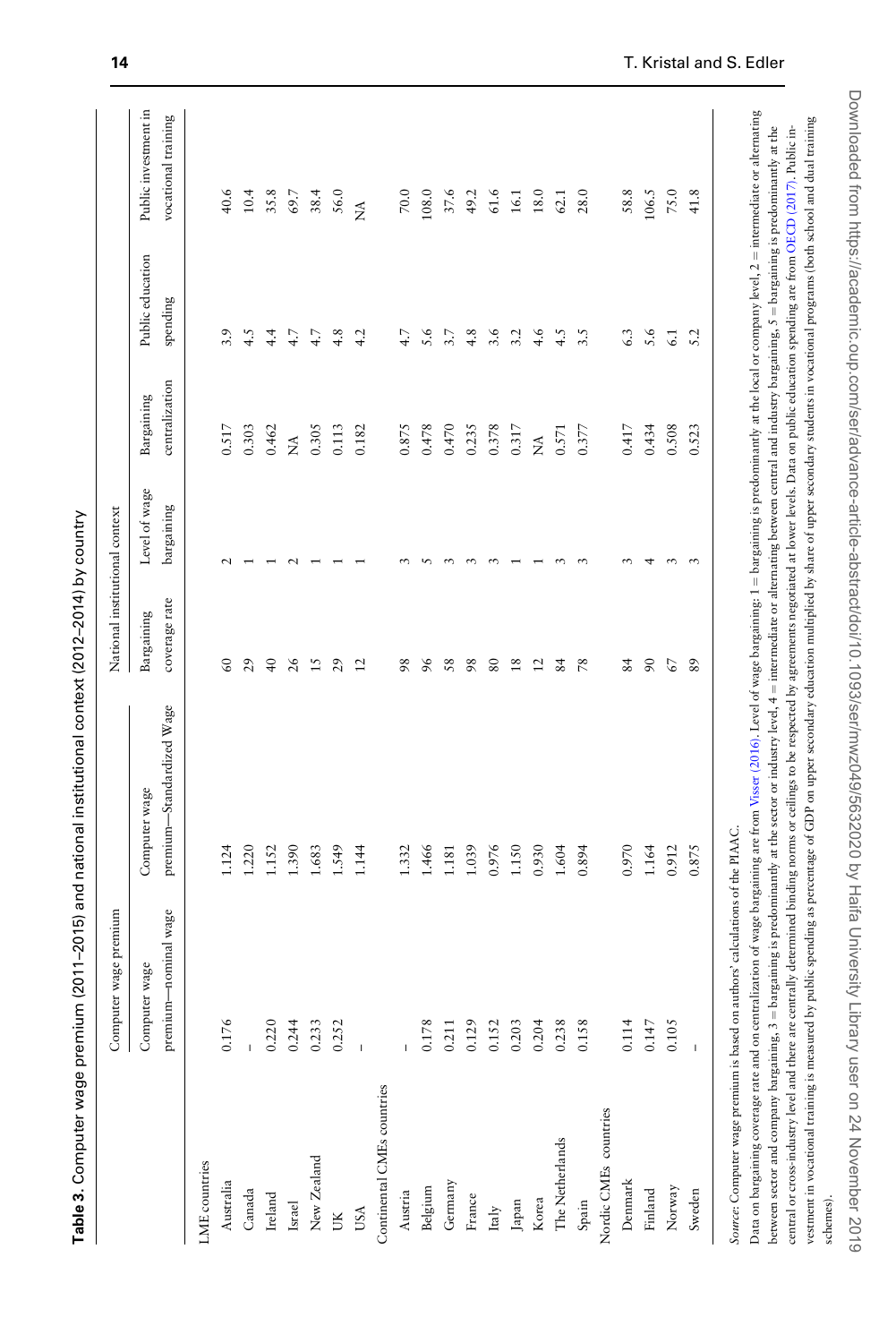**Table 3.** Computer wage premium (2011–2015) and national institutional context (2012–2014) by country

| | Computer wage premium | | National institutional context | | | | |
|---|---|---|---|---|---|---|---|
| | Computer wage premium—nominal wage | Computer wage premium—Standardized Wage | Bargaining coverage rate | Level of wage bargaining | Bargaining centralization | Public education spending | Public investment in vocational training |
| LME countries | | | | | | | |
| Australia | 0.176 | 1.124 | 60 | 2 | 0.517 | 3.9 | 40.6 |
| Canada | – | 1.220 | 29 | 1 | 0.303 | 4.5 | 10.4 |
| Ireland | 0.220 | 1.152 | 40 | 1 | 0.462 | 4.4 | 35.8 |
| Israel | 0.244 | 1.390 | 26 | 2 | NA | 4.7 | 69.7 |
| New Zealand | 0.233 | 1.683 | 15 | 1 | 0.305 | 4.7 | 38.4 |
| UK | 0.252 | 1.549 | 29 | 1 | 0.113 | 4.8 | 56.0 |
| USA | – | 1.144 | 12 | 1 | 0.182 | 4.2 | NA |
| Continental CMEs countries | | | | | | | |
| Austria | – | 1.332 | 98 | 3 | 0.875 | 4.7 | 70.0 |
| Belgium | 0.178 | 1.466 | 96 | 5 | 0.478 | 5.6 | 108.0 |
| Germany | 0.211 | 1.181 | 58 | 3 | 0.470 | 3.7 | 37.6 |
| France | 0.129 | 1.039 | 98 | 3 | 0.235 | 4.8 | 49.2 |
| Italy | 0.152 | 0.976 | 80 | 3 | 0.378 | 3.6 | 61.6 |
| Japan | 0.203 | 1.150 | 18 | 1 | 0.317 | 3.2 | 16.1 |
| Korea | 0.204 | 0.930 | 12 | 1 | NA | 4.6 | 18.0 |
| The Netherlands | 0.238 | 1.604 | 84 | 3 | 0.571 | 4.5 | 62.1 |
| Spain | 0.158 | 0.894 | 78 | 3 | 0.377 | 3.5 | 28.0 |
| Nordic CMEs countries | | | | | | | |
| Denmark | 0.114 | 0.970 | 84 | 3 | 0.417 | 6.3 | 58.8 |
| Finland | 0.147 | 1.164 | 90 | 4 | 0.434 | 5.6 | 106.5 |
| Norway | 0.105 | 0.912 | 67 | 3 | 0.508 | 6.1 | 75.0 |
| Sweden | – | 0.875 | 89 | 3 | 0.523 | 5.2 | 41.8 |

*Source*: Computer wage premium is based on authors' calculations of the PIAAC.

Data on bargaining coverage rate and on centralization of wage bargaining are from Visser (2016). Level of wage bargaining: 1 = bargaining is predominantly at the local or company level, 2 = intermediate or alternating between sector and company bargaining, 3 = bargaining is predominantly at the sector or industry level, 4 = intermediate or alternating between central and industry bargaining, 5 = bargaining is predominantly at the central or cross-industry level and there are centrally determined binding norms or ceilings to be respected by agreements negotiated at lower levels. Data on public education spending are from OECD (2017). Public investment in vocational training is measured by public spending as percentage of GDP on upper secondary education multiplied by share of upper secondary students in vocational programs (both school and dual training schemes).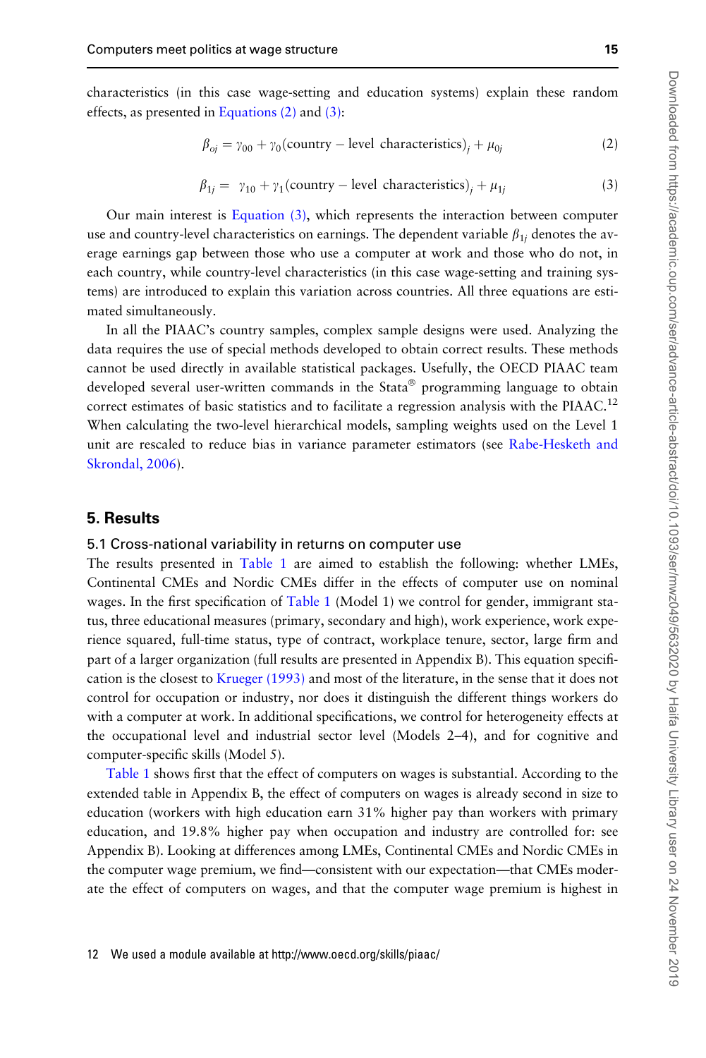characteristics (in this case wage-setting and education systems) explain these random effects, as presented in Equations (2) and (3):

$$\beta_{oj} = \gamma_{00} + \gamma_0(\text{country} - \text{level characteristics})_j + \mu_{0j} \tag{2}$$

$$\beta_{1j} = \gamma_{10} + \gamma_1(\text{country} - \text{level characteristics})_j + \mu_{1j} \tag{3}$$

Our main interest is Equation (3), which represents the interaction between computer use and country-level characteristics on earnings. The dependent variable $\beta_{1j}$ denotes the average earnings gap between those who use a computer at work and those who do not, in each country, while country-level characteristics (in this case wage-setting and training systems) are introduced to explain this variation across countries. All three equations are estimated simultaneously.

In all the PIAAC's country samples, complex sample designs were used. Analyzing the data requires the use of special methods developed to obtain correct results. These methods cannot be used directly in available statistical packages. Usefully, the OECD PIAAC team developed several user-written commands in the Stata® programming language to obtain correct estimates of basic statistics and to facilitate a regression analysis with the PIAAC.[12] When calculating the two-level hierarchical models, sampling weights used on the Level 1 unit are rescaled to reduce bias in variance parameter estimators (see Rabe-Hesketh and Skrondal, 2006).

## 5. Results

### 5.1 Cross-national variability in returns on computer use

The results presented in Table 1 are aimed to establish the following: whether LMEs, Continental CMEs and Nordic CMEs differ in the effects of computer use on nominal wages. In the first specification of Table 1 (Model 1) we control for gender, immigrant status, three educational measures (primary, secondary and high), work experience, work experience squared, full-time status, type of contract, workplace tenure, sector, large firm and part of a larger organization (full results are presented in Appendix B). This equation specification is the closest to Krueger (1993) and most of the literature, in the sense that it does not control for occupation or industry, nor does it distinguish the different things workers do with a computer at work. In additional specifications, we control for heterogeneity effects at the occupational level and industrial sector level (Models 2–4), and for cognitive and computer-specific skills (Model 5).

Table 1 shows first that the effect of computers on wages is substantial. According to the extended table in Appendix B, the effect of computers on wages is already second in size to education (workers with high education earn 31% higher pay than workers with primary education, and 19.8% higher pay when occupation and industry are controlled for: see Appendix B). Looking at differences among LMEs, Continental CMEs and Nordic CMEs in the computer wage premium, we find—consistent with our expectation—that CMEs moderate the effect of computers on wages, and that the computer wage premium is highest in

[12] We used a module available at http://www.oecd.org/skills/piaac/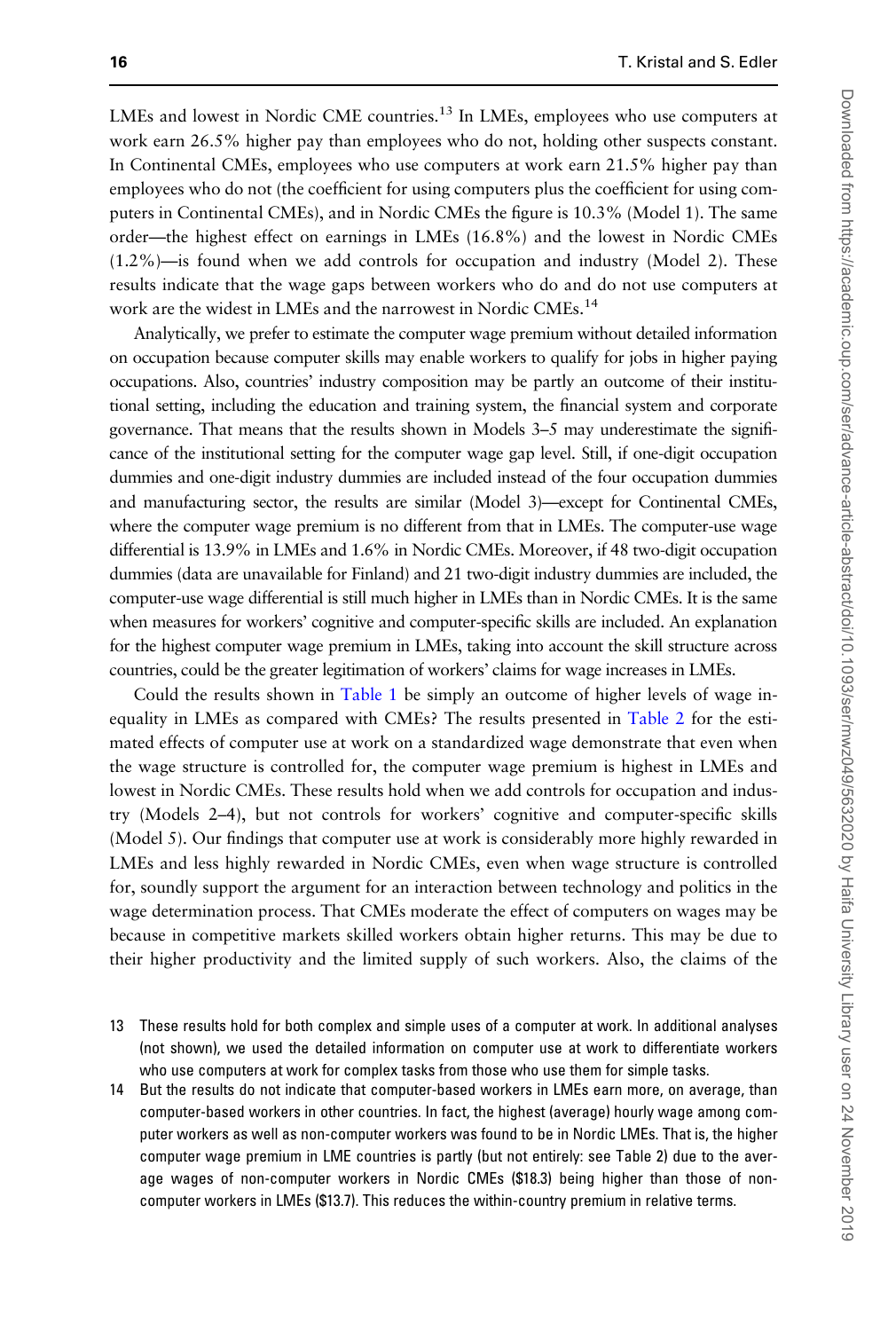LMEs and lowest in Nordic CME countries.[13] In LMEs, employees who use computers at work earn 26.5% higher pay than employees who do not, holding other suspects constant. In Continental CMEs, employees who use computers at work earn 21.5% higher pay than employees who do not (the coefficient for using computers plus the coefficient for using computers in Continental CMEs), and in Nordic CMEs the figure is 10.3% (Model 1). The same order—the highest effect on earnings in LMEs (16.8%) and the lowest in Nordic CMEs (1.2%)—is found when we add controls for occupation and industry (Model 2). These results indicate that the wage gaps between workers who do and do not use computers at work are the widest in LMEs and the narrowest in Nordic CMEs.[14]

Analytically, we prefer to estimate the computer wage premium without detailed information on occupation because computer skills may enable workers to qualify for jobs in higher paying occupations. Also, countries' industry composition may be partly an outcome of their institutional setting, including the education and training system, the financial system and corporate governance. That means that the results shown in Models 3–5 may underestimate the significance of the institutional setting for the computer wage gap level. Still, if one-digit occupation dummies and one-digit industry dummies are included instead of the four occupation dummies and manufacturing sector, the results are similar (Model 3)—except for Continental CMEs, where the computer wage premium is no different from that in LMEs. The computer-use wage differential is 13.9% in LMEs and 1.6% in Nordic CMEs. Moreover, if 48 two-digit occupation dummies (data are unavailable for Finland) and 21 two-digit industry dummies are included, the computer-use wage differential is still much higher in LMEs than in Nordic CMEs. It is the same when measures for workers' cognitive and computer-specific skills are included. An explanation for the highest computer wage premium in LMEs, taking into account the skill structure across countries, could be the greater legitimation of workers' claims for wage increases in LMEs.

Could the results shown in Table 1 be simply an outcome of higher levels of wage inequality in LMEs as compared with CMEs? The results presented in Table 2 for the estimated effects of computer use at work on a standardized wage demonstrate that even when the wage structure is controlled for, the computer wage premium is highest in LMEs and lowest in Nordic CMEs. These results hold when we add controls for occupation and industry (Models 2–4), but not controls for workers' cognitive and computer-specific skills (Model 5). Our findings that computer use at work is considerably more highly rewarded in LMEs and less highly rewarded in Nordic CMEs, even when wage structure is controlled for, soundly support the argument for an interaction between technology and politics in the wage determination process. That CMEs moderate the effect of computers on wages may be because in competitive markets skilled workers obtain higher returns. This may be due to their higher productivity and the limited supply of such workers. Also, the claims of the

13 These results hold for both complex and simple uses of a computer at work. In additional analyses (not shown), we used the detailed information on computer use at work to differentiate workers who use computers at work for complex tasks from those who use them for simple tasks.

14 But the results do not indicate that computer-based workers in LMEs earn more, on average, than computer-based workers in other countries. In fact, the highest (average) hourly wage among computer workers as well as non-computer workers was found to be in Nordic LMEs. That is, the higher computer wage premium in LME countries is partly (but not entirely: see Table 2) due to the average wages of non-computer workers in Nordic CMEs ($18.3) being higher than those of non-computer workers in LMEs ($13.7). This reduces the within-country premium in relative terms.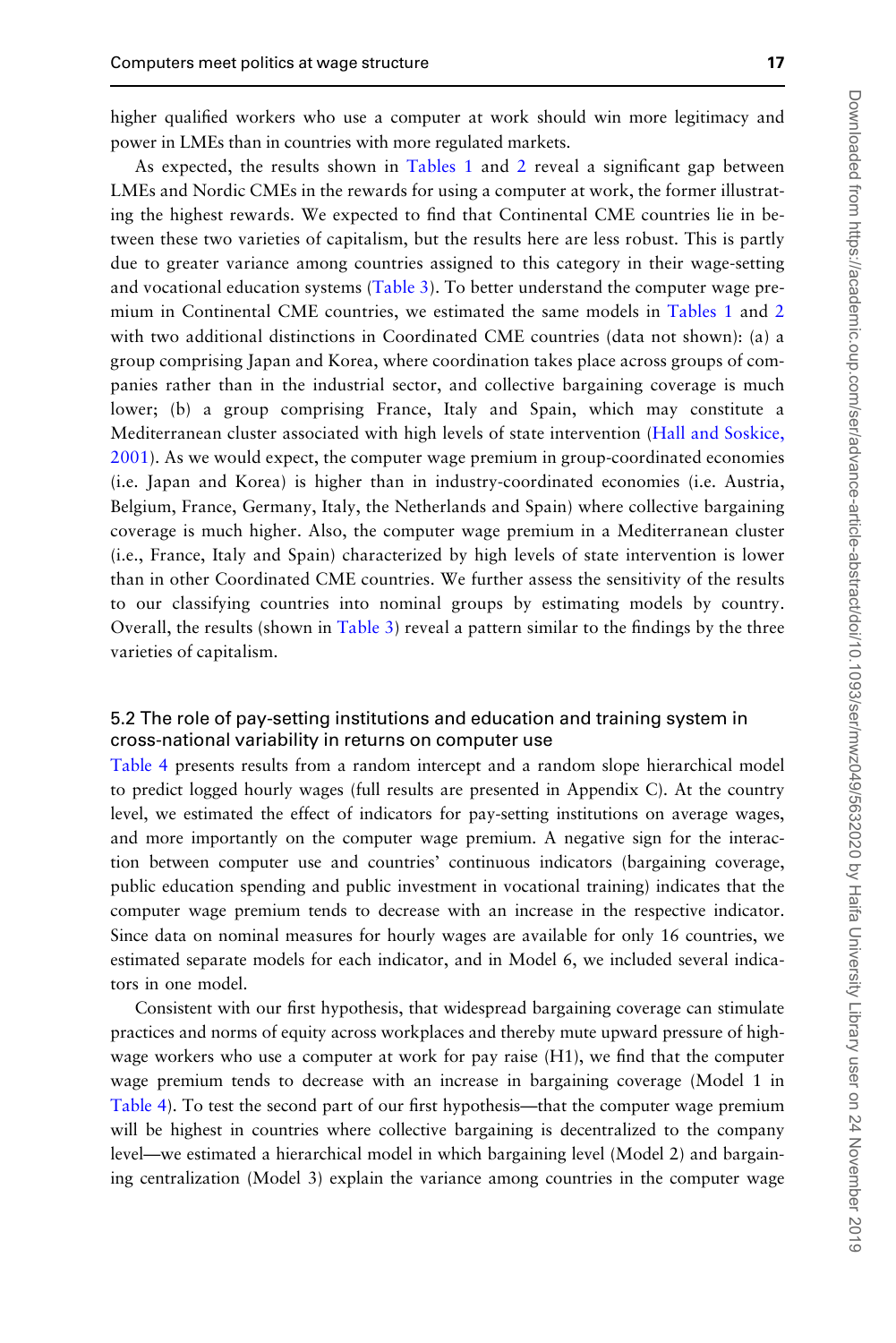higher qualified workers who use a computer at work should win more legitimacy and power in LMEs than in countries with more regulated markets.

As expected, the results shown in Tables 1 and 2 reveal a significant gap between LMEs and Nordic CMEs in the rewards for using a computer at work, the former illustrating the highest rewards. We expected to find that Continental CME countries lie in between these two varieties of capitalism, but the results here are less robust. This is partly due to greater variance among countries assigned to this category in their wage-setting and vocational education systems (Table 3). To better understand the computer wage premium in Continental CME countries, we estimated the same models in Tables 1 and 2 with two additional distinctions in Coordinated CME countries (data not shown): (a) a group comprising Japan and Korea, where coordination takes place across groups of companies rather than in the industrial sector, and collective bargaining coverage is much lower; (b) a group comprising France, Italy and Spain, which may constitute a Mediterranean cluster associated with high levels of state intervention (Hall and Soskice, 2001). As we would expect, the computer wage premium in group-coordinated economies (i.e. Japan and Korea) is higher than in industry-coordinated economies (i.e. Austria, Belgium, France, Germany, Italy, the Netherlands and Spain) where collective bargaining coverage is much higher. Also, the computer wage premium in a Mediterranean cluster (i.e., France, Italy and Spain) characterized by high levels of state intervention is lower than in other Coordinated CME countries. We further assess the sensitivity of the results to our classifying countries into nominal groups by estimating models by country. Overall, the results (shown in Table 3) reveal a pattern similar to the findings by the three varieties of capitalism.

## 5.2 The role of pay-setting institutions and education and training system in cross-national variability in returns on computer use

Table 4 presents results from a random intercept and a random slope hierarchical model to predict logged hourly wages (full results are presented in Appendix C). At the country level, we estimated the effect of indicators for pay-setting institutions on average wages, and more importantly on the computer wage premium. A negative sign for the interaction between computer use and countries' continuous indicators (bargaining coverage, public education spending and public investment in vocational training) indicates that the computer wage premium tends to decrease with an increase in the respective indicator. Since data on nominal measures for hourly wages are available for only 16 countries, we estimated separate models for each indicator, and in Model 6, we included several indicators in one model.

Consistent with our first hypothesis, that widespread bargaining coverage can stimulate practices and norms of equity across workplaces and thereby mute upward pressure of high-wage workers who use a computer at work for pay raise (H1), we find that the computer wage premium tends to decrease with an increase in bargaining coverage (Model 1 in Table 4). To test the second part of our first hypothesis—that the computer wage premium will be highest in countries where collective bargaining is decentralized to the company level—we estimated a hierarchical model in which bargaining level (Model 2) and bargaining centralization (Model 3) explain the variance among countries in the computer wage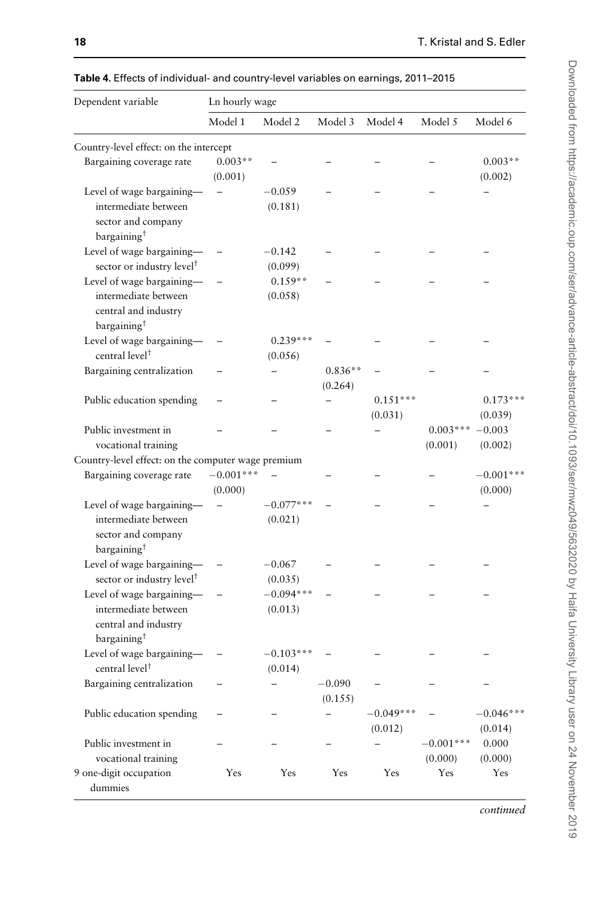**Table 4.** Effects of individual- and country-level variables on earnings, 2011–2015

| Dependent variable | Ln hourly wage | | | | | |
|---|---|---|---|---|---|---|
| | Model 1 | Model 2 | Model 3 | Model 4 | Model 5 | Model 6 |
| Country-level effect: on the intercept | | | | | | |
| Bargaining coverage rate | 0.003** (0.001) | – | – | – | – | 0.003** (0.002) |
| Level of wage bargaining—intermediate between sector and company bargaining† | – | −0.059 (0.181) | – | – | – | – |
| Level of wage bargaining—sector or industry level† | – | −0.142 (0.099) | – | – | – | – |
| Level of wage bargaining—intermediate between central and industry bargaining† | – | 0.159** (0.058) | – | – | – | – |
| Level of wage bargaining—central level† | – | 0.239*** (0.056) | – | – | – | – |
| Bargaining centralization | – | – | 0.836** (0.264) | – | – | – |
| Public education spending | – | – | – | 0.151*** (0.031) | | 0.173*** (0.039) |
| Public investment in vocational training | – | – | – | – | 0.003*** (0.001) | −0.003 (0.002) |
| Country-level effect: on the computer wage premium | | | | | | |
| Bargaining coverage rate | −0.001*** (0.000) | – | | – | – | −0.001*** (0.000) |
| Level of wage bargaining—intermediate between sector and company bargaining† | – | −0.077*** (0.021) | – | – | – | – |
| Level of wage bargaining—sector or industry level† | – | −0.067 (0.035) | – | – | – | – |
| Level of wage bargaining—intermediate between central and industry bargaining† | – | −0.094*** (0.013) | – | – | – | – |
| Level of wage bargaining—central level† | – | −0.103*** (0.014) | – | – | – | – |
| Bargaining centralization | – | – | −0.090 (0.155) | – | – | – |
| Public education spending | – | – | – | −0.049*** (0.012) | – | −0.046*** (0.014) |
| Public investment in vocational training | – | – | – | – | −0.001*** (0.000) | 0.000 (0.000) |
| 9 one-digit occupation dummies | Yes | Yes | Yes | Yes | Yes | Yes |

*continued*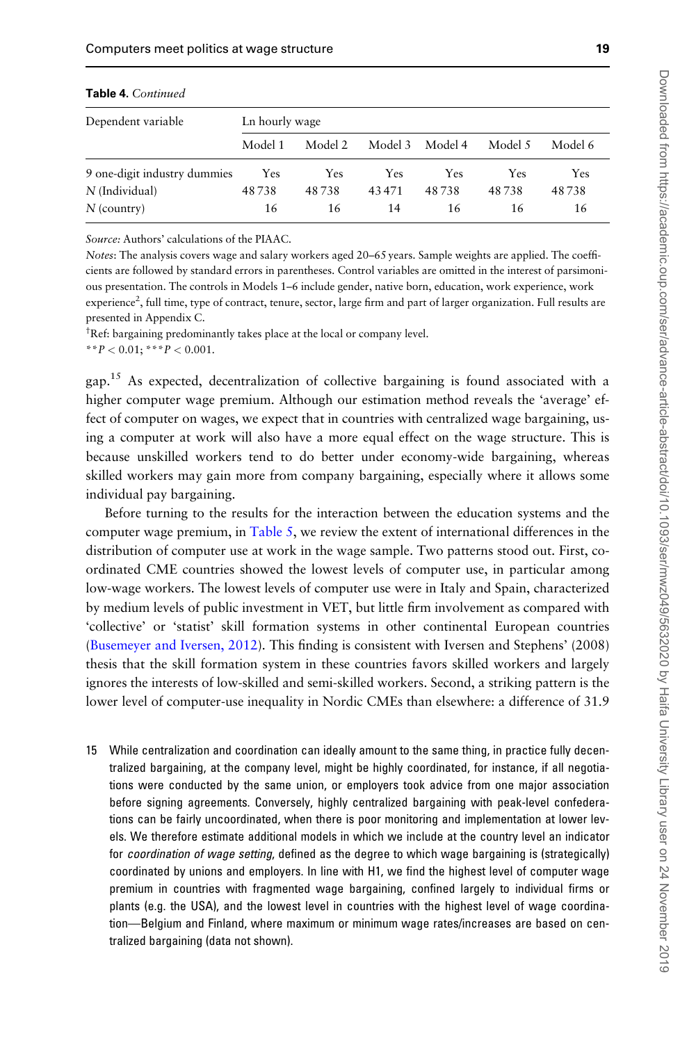**Table 4.** *Continued*

| Dependent variable | Ln hourly wage | | | | | |
|---|---|---|---|---|---|---|
| | Model 1 | Model 2 | Model 3 | Model 4 | Model 5 | Model 6 |
| 9 one-digit industry dummies | Yes | Yes | Yes | Yes | Yes | Yes |
| *N* (Individual) | 48 738 | 48 738 | 43 471 | 48 738 | 48 738 | 48 738 |
| *N* (country) | 16 | 16 | 14 | 16 | 16 | 16 |

*Source:* Authors' calculations of the PIAAC.

*Notes*: The analysis covers wage and salary workers aged 20–65 years. Sample weights are applied. The coefficients are followed by standard errors in parentheses. Control variables are omitted in the interest of parsimonious presentation. The controls in Models 1–6 include gender, native born, education, work experience, work experience$^2$, full time, type of contract, tenure, sector, large firm and part of larger organization. Full results are presented in Appendix C.

†Ref: bargaining predominantly takes place at the local or company level.

$^{**}P < 0.01$; $^{***}P < 0.001$.

gap.[15] As expected, decentralization of collective bargaining is found associated with a higher computer wage premium. Although our estimation method reveals the 'average' effect of computer on wages, we expect that in countries with centralized wage bargaining, using a computer at work will also have a more equal effect on the wage structure. This is because unskilled workers tend to do better under economy-wide bargaining, whereas skilled workers may gain more from company bargaining, especially where it allows some individual pay bargaining.

Before turning to the results for the interaction between the education systems and the computer wage premium, in Table 5, we review the extent of international differences in the distribution of computer use at work in the wage sample. Two patterns stood out. First, coordinated CME countries showed the lowest levels of computer use, in particular among low-wage workers. The lowest levels of computer use were in Italy and Spain, characterized by medium levels of public investment in VET, but little firm involvement as compared with 'collective' or 'statist' skill formation systems in other continental European countries (Busemeyer and Iversen, 2012). This finding is consistent with Iversen and Stephens' (2008) thesis that the skill formation system in these countries favors skilled workers and largely ignores the interests of low-skilled and semi-skilled workers. Second, a striking pattern is the lower level of computer-use inequality in Nordic CMEs than elsewhere: a difference of 31.9

15 While centralization and coordination can ideally amount to the same thing, in practice fully decentralized bargaining, at the company level, might be highly coordinated, for instance, if all negotiations were conducted by the same union, or employers took advice from one major association before signing agreements. Conversely, highly centralized bargaining with peak-level confederations can be fairly uncoordinated, when there is poor monitoring and implementation at lower levels. We therefore estimate additional models in which we include at the country level an indicator for *coordination of wage setting*, defined as the degree to which wage bargaining is (strategically) coordinated by unions and employers. In line with H1, we find the highest level of computer wage premium in countries with fragmented wage bargaining, confined largely to individual firms or plants (e.g. the USA), and the lowest level in countries with the highest level of wage coordination—Belgium and Finland, where maximum or minimum wage rates/increases are based on centralized bargaining (data not shown).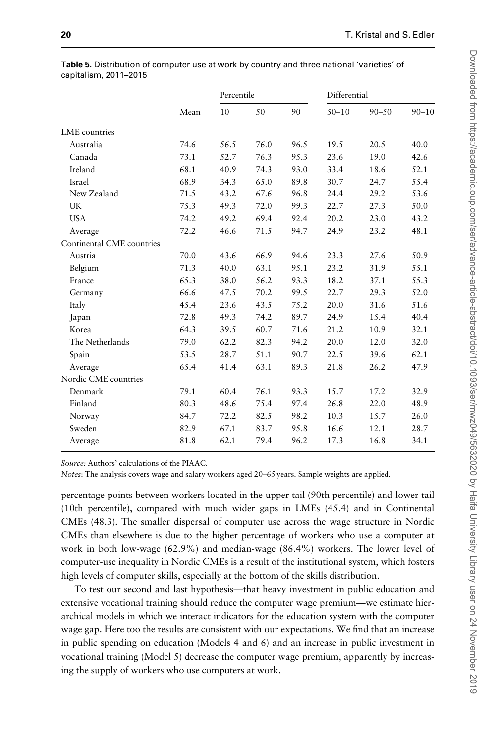**Table 5.** Distribution of computer use at work by country and three national 'varieties' of capitalism, 2011–2015

| | Mean | Percentile | | | Differential | | |
|---|---|---|---|---|---|---|---|
| | | 10 | 50 | 90 | 50–10 | 90–50 | 90–10 |
| LME countries | | | | | | | |
| Australia | 74.6 | 56.5 | 76.0 | 96.5 | 19.5 | 20.5 | 40.0 |
| Canada | 73.1 | 52.7 | 76.3 | 95.3 | 23.6 | 19.0 | 42.6 |
| Ireland | 68.1 | 40.9 | 74.3 | 93.0 | 33.4 | 18.6 | 52.1 |
| Israel | 68.9 | 34.3 | 65.0 | 89.8 | 30.7 | 24.7 | 55.4 |
| New Zealand | 71.5 | 43.2 | 67.6 | 96.8 | 24.4 | 29.2 | 53.6 |
| UK | 75.3 | 49.3 | 72.0 | 99.3 | 22.7 | 27.3 | 50.0 |
| USA | 74.2 | 49.2 | 69.4 | 92.4 | 20.2 | 23.0 | 43.2 |
| Average | 72.2 | 46.6 | 71.5 | 94.7 | 24.9 | 23.2 | 48.1 |
| Continental CME countries | | | | | | | |
| Austria | 70.0 | 43.6 | 66.9 | 94.6 | 23.3 | 27.6 | 50.9 |
| Belgium | 71.3 | 40.0 | 63.1 | 95.1 | 23.2 | 31.9 | 55.1 |
| France | 65.3 | 38.0 | 56.2 | 93.3 | 18.2 | 37.1 | 55.3 |
| Germany | 66.6 | 47.5 | 70.2 | 99.5 | 22.7 | 29.3 | 52.0 |
| Italy | 45.4 | 23.6 | 43.5 | 75.2 | 20.0 | 31.6 | 51.6 |
| Japan | 72.8 | 49.3 | 74.2 | 89.7 | 24.9 | 15.4 | 40.4 |
| Korea | 64.3 | 39.5 | 60.7 | 71.6 | 21.2 | 10.9 | 32.1 |
| The Netherlands | 79.0 | 62.2 | 82.3 | 94.2 | 20.0 | 12.0 | 32.0 |
| Spain | 53.5 | 28.7 | 51.1 | 90.7 | 22.5 | 39.6 | 62.1 |
| Average | 65.4 | 41.4 | 63.1 | 89.3 | 21.8 | 26.2 | 47.9 |
| Nordic CME countries | | | | | | | |
| Denmark | 79.1 | 60.4 | 76.1 | 93.3 | 15.7 | 17.2 | 32.9 |
| Finland | 80.3 | 48.6 | 75.4 | 97.4 | 26.8 | 22.0 | 48.9 |
| Norway | 84.7 | 72.2 | 82.5 | 98.2 | 10.3 | 15.7 | 26.0 |
| Sweden | 82.9 | 67.1 | 83.7 | 95.8 | 16.6 | 12.1 | 28.7 |
| Average | 81.8 | 62.1 | 79.4 | 96.2 | 17.3 | 16.8 | 34.1 |

*Source:* Authors' calculations of the PIAAC.

*Notes*: The analysis covers wage and salary workers aged 20–65 years. Sample weights are applied.

percentage points between workers located in the upper tail (90th percentile) and lower tail (10th percentile), compared with much wider gaps in LMEs (45.4) and in Continental CMEs (48.3). The smaller dispersal of computer use across the wage structure in Nordic CMEs than elsewhere is due to the higher percentage of workers who use a computer at work in both low-wage (62.9%) and median-wage (86.4%) workers. The lower level of computer-use inequality in Nordic CMEs is a result of the institutional system, which fosters high levels of computer skills, especially at the bottom of the skills distribution.

To test our second and last hypothesis—that heavy investment in public education and extensive vocational training should reduce the computer wage premium—we estimate hierarchical models in which we interact indicators for the education system with the computer wage gap. Here too the results are consistent with our expectations. We find that an increase in public spending on education (Models 4 and 6) and an increase in public investment in vocational training (Model 5) decrease the computer wage premium, apparently by increasing the supply of workers who use computers at work.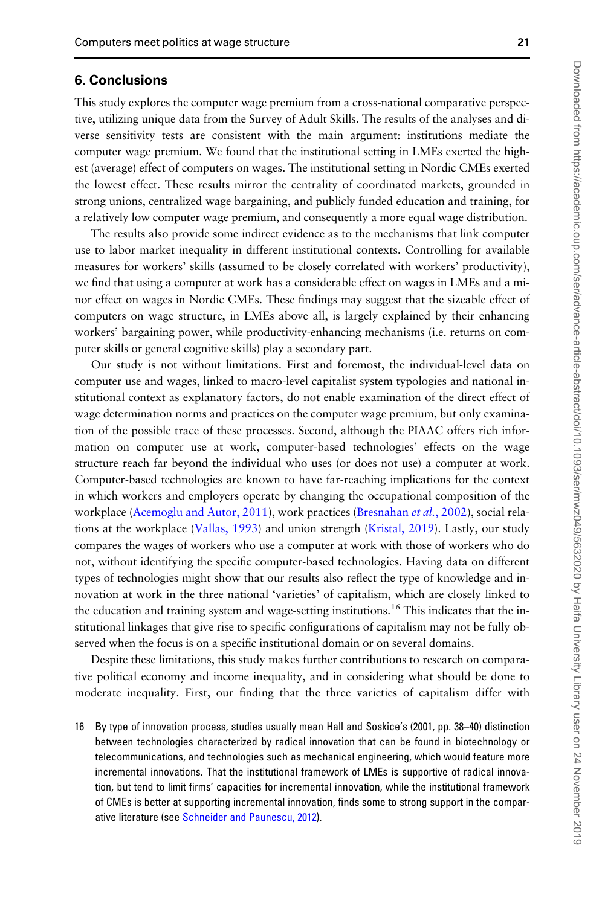## 6. Conclusions

This study explores the computer wage premium from a cross-national comparative perspective, utilizing unique data from the Survey of Adult Skills. The results of the analyses and diverse sensitivity tests are consistent with the main argument: institutions mediate the computer wage premium. We found that the institutional setting in LMEs exerted the highest (average) effect of computers on wages. The institutional setting in Nordic CMEs exerted the lowest effect. These results mirror the centrality of coordinated markets, grounded in strong unions, centralized wage bargaining, and publicly funded education and training, for a relatively low computer wage premium, and consequently a more equal wage distribution.

The results also provide some indirect evidence as to the mechanisms that link computer use to labor market inequality in different institutional contexts. Controlling for available measures for workers' skills (assumed to be closely correlated with workers' productivity), we find that using a computer at work has a considerable effect on wages in LMEs and a minor effect on wages in Nordic CMEs. These findings may suggest that the sizeable effect of computers on wage structure, in LMEs above all, is largely explained by their enhancing workers' bargaining power, while productivity-enhancing mechanisms (i.e. returns on computer skills or general cognitive skills) play a secondary part.

Our study is not without limitations. First and foremost, the individual-level data on computer use and wages, linked to macro-level capitalist system typologies and national institutional context as explanatory factors, do not enable examination of the direct effect of wage determination norms and practices on the computer wage premium, but only examination of the possible trace of these processes. Second, although the PIAAC offers rich information on computer use at work, computer-based technologies' effects on the wage structure reach far beyond the individual who uses (or does not use) a computer at work. Computer-based technologies are known to have far-reaching implications for the context in which workers and employers operate by changing the occupational composition of the workplace (Acemoglu and Autor, 2011), work practices (Bresnahan *et al.*, 2002), social relations at the workplace (Vallas, 1993) and union strength (Kristal, 2019). Lastly, our study compares the wages of workers who use a computer at work with those of workers who do not, without identifying the specific computer-based technologies. Having data on different types of technologies might show that our results also reflect the type of knowledge and innovation at work in the three national 'varieties' of capitalism, which are closely linked to the education and training system and wage-setting institutions.[16] This indicates that the institutional linkages that give rise to specific configurations of capitalism may not be fully observed when the focus is on a specific institutional domain or on several domains.

Despite these limitations, this study makes further contributions to research on comparative political economy and income inequality, and in considering what should be done to moderate inequality. First, our finding that the three varieties of capitalism differ with

16 By type of innovation process, studies usually mean Hall and Soskice's (2001, pp. 38–40) distinction between technologies characterized by radical innovation that can be found in biotechnology or telecommunications, and technologies such as mechanical engineering, which would feature more incremental innovations. That the institutional framework of LMEs is supportive of radical innovation, but tend to limit firms' capacities for incremental innovation, while the institutional framework of CMEs is better at supporting incremental innovation, finds some to strong support in the comparative literature (see Schneider and Paunescu, 2012).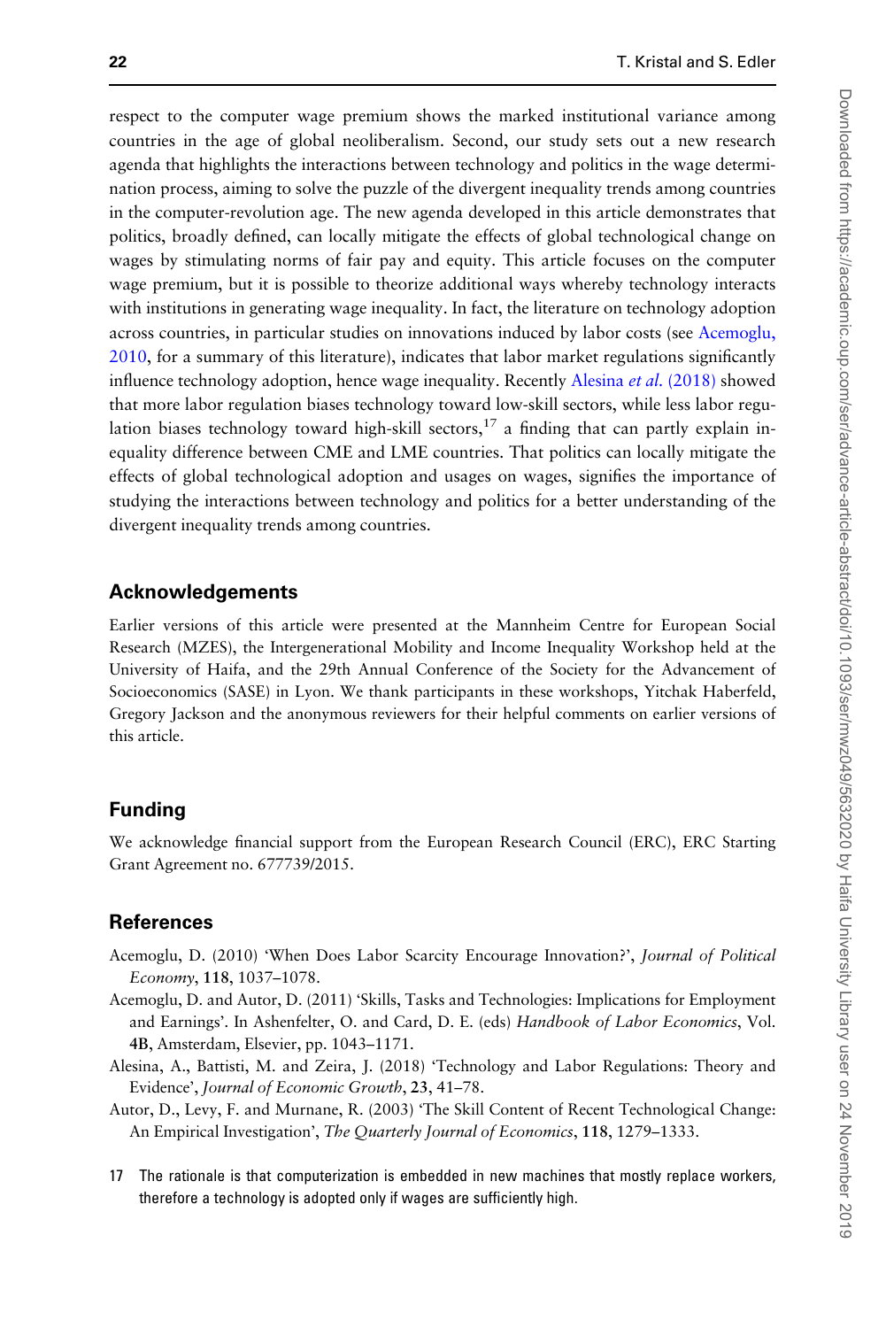respect to the computer wage premium shows the marked institutional variance among countries in the age of global neoliberalism. Second, our study sets out a new research agenda that highlights the interactions between technology and politics in the wage determination process, aiming to solve the puzzle of the divergent inequality trends among countries in the computer-revolution age. The new agenda developed in this article demonstrates that politics, broadly defined, can locally mitigate the effects of global technological change on wages by stimulating norms of fair pay and equity. This article focuses on the computer wage premium, but it is possible to theorize additional ways whereby technology interacts with institutions in generating wage inequality. In fact, the literature on technology adoption across countries, in particular studies on innovations induced by labor costs (see Acemoglu, 2010, for a summary of this literature), indicates that labor market regulations significantly influence technology adoption, hence wage inequality. Recently Alesina *et al.* (2018) showed that more labor regulation biases technology toward low-skill sectors, while less labor regulation biases technology toward high-skill sectors,[17] a finding that can partly explain inequality difference between CME and LME countries. That politics can locally mitigate the effects of global technological adoption and usages on wages, signifies the importance of studying the interactions between technology and politics for a better understanding of the divergent inequality trends among countries.

## Acknowledgements

Earlier versions of this article were presented at the Mannheim Centre for European Social Research (MZES), the Intergenerational Mobility and Income Inequality Workshop held at the University of Haifa, and the 29th Annual Conference of the Society for the Advancement of Socioeconomics (SASE) in Lyon. We thank participants in these workshops, Yitchak Haberfeld, Gregory Jackson and the anonymous reviewers for their helpful comments on earlier versions of this article.

## Funding

We acknowledge financial support from the European Research Council (ERC), ERC Starting Grant Agreement no. 677739/2015.

## References

Acemoglu, D. (2010) 'When Does Labor Scarcity Encourage Innovation?', *Journal of Political Economy*, **118**, 1037–1078.

Acemoglu, D. and Autor, D. (2011) 'Skills, Tasks and Technologies: Implications for Employment and Earnings'. In Ashenfelter, O. and Card, D. E. (eds) *Handbook of Labor Economics*, Vol. **4B**, Amsterdam, Elsevier, pp. 1043–1171.

Alesina, A., Battisti, M. and Zeira, J. (2018) 'Technology and Labor Regulations: Theory and Evidence', *Journal of Economic Growth*, **23**, 41–78.

Autor, D., Levy, F. and Murnane, R. (2003) 'The Skill Content of Recent Technological Change: An Empirical Investigation', *The Quarterly Journal of Economics*, **118**, 1279–1333.

17 The rationale is that computerization is embedded in new machines that mostly replace workers, therefore a technology is adopted only if wages are sufficiently high.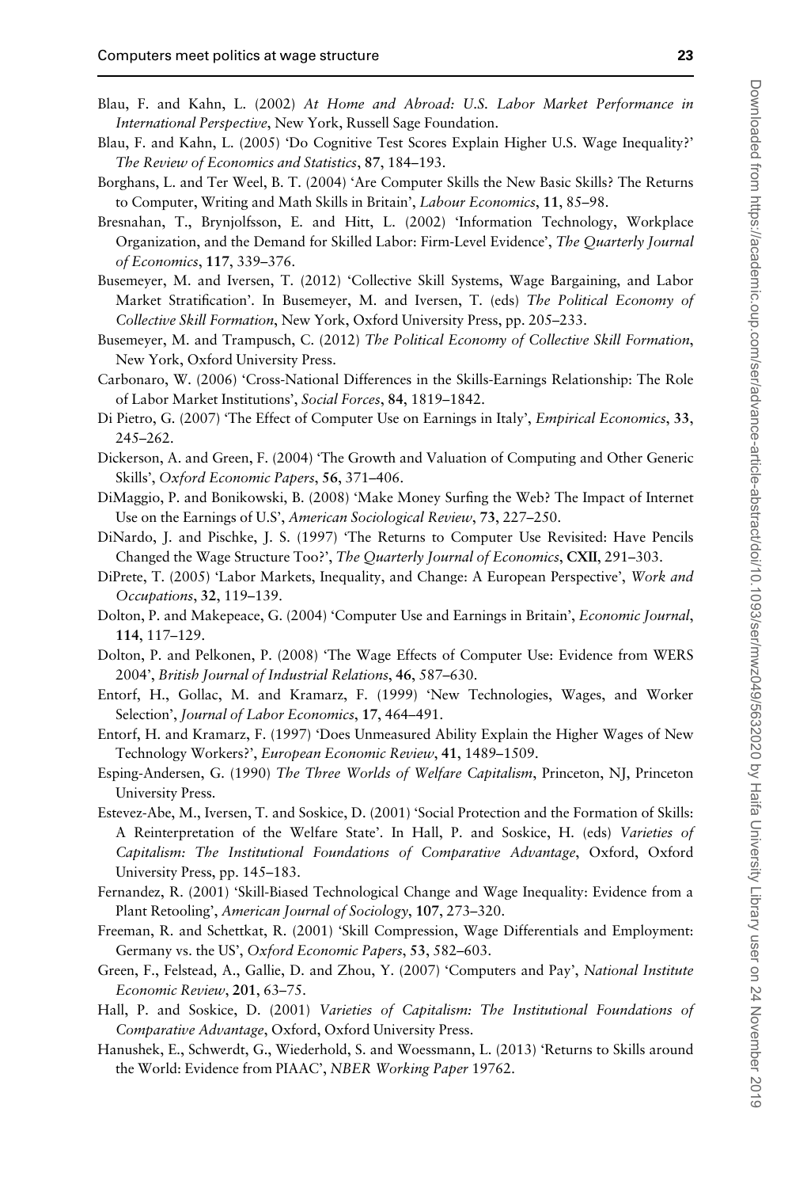Blau, F. and Kahn, L. (2002) *At Home and Abroad: U.S. Labor Market Performance in International Perspective*, New York, Russell Sage Foundation.

Blau, F. and Kahn, L. (2005) 'Do Cognitive Test Scores Explain Higher U.S. Wage Inequality?' *The Review of Economics and Statistics*, **87**, 184–193.

Borghans, L. and Ter Weel, B. T. (2004) 'Are Computer Skills the New Basic Skills? The Returns to Computer, Writing and Math Skills in Britain', *Labour Economics*, **11**, 85–98.

Bresnahan, T., Brynjolfsson, E. and Hitt, L. (2002) 'Information Technology, Workplace Organization, and the Demand for Skilled Labor: Firm-Level Evidence', *The Quarterly Journal of Economics*, **117**, 339–376.

Busemeyer, M. and Iversen, T. (2012) 'Collective Skill Systems, Wage Bargaining, and Labor Market Stratification'. In Busemeyer, M. and Iversen, T. (eds) *The Political Economy of Collective Skill Formation*, New York, Oxford University Press, pp. 205–233.

Busemeyer, M. and Trampusch, C. (2012) *The Political Economy of Collective Skill Formation*, New York, Oxford University Press.

Carbonaro, W. (2006) 'Cross-National Differences in the Skills-Earnings Relationship: The Role of Labor Market Institutions', *Social Forces*, **84**, 1819–1842.

Di Pietro, G. (2007) 'The Effect of Computer Use on Earnings in Italy', *Empirical Economics*, **33**, 245–262.

Dickerson, A. and Green, F. (2004) 'The Growth and Valuation of Computing and Other Generic Skills', *Oxford Economic Papers*, **56**, 371–406.

DiMaggio, P. and Bonikowski, B. (2008) 'Make Money Surfing the Web? The Impact of Internet Use on the Earnings of U.S', *American Sociological Review*, **73**, 227–250.

DiNardo, J. and Pischke, J. S. (1997) 'The Returns to Computer Use Revisited: Have Pencils Changed the Wage Structure Too?', *The Quarterly Journal of Economics*, **CXII**, 291–303.

DiPrete, T. (2005) 'Labor Markets, Inequality, and Change: A European Perspective', *Work and Occupations*, **32**, 119–139.

Dolton, P. and Makepeace, G. (2004) 'Computer Use and Earnings in Britain', *Economic Journal*, **114**, 117–129.

Dolton, P. and Pelkonen, P. (2008) 'The Wage Effects of Computer Use: Evidence from WERS 2004', *British Journal of Industrial Relations*, **46**, 587–630.

Entorf, H., Gollac, M. and Kramarz, F. (1999) 'New Technologies, Wages, and Worker Selection', *Journal of Labor Economics*, **17**, 464–491.

Entorf, H. and Kramarz, F. (1997) 'Does Unmeasured Ability Explain the Higher Wages of New Technology Workers?', *European Economic Review*, **41**, 1489–1509.

Esping-Andersen, G. (1990) *The Three Worlds of Welfare Capitalism*, Princeton, NJ, Princeton University Press.

Estevez-Abe, M., Iversen, T. and Soskice, D. (2001) 'Social Protection and the Formation of Skills: A Reinterpretation of the Welfare State'. In Hall, P. and Soskice, H. (eds) *Varieties of Capitalism: The Institutional Foundations of Comparative Advantage*, Oxford, Oxford University Press, pp. 145–183.

Fernandez, R. (2001) 'Skill-Biased Technological Change and Wage Inequality: Evidence from a Plant Retooling', *American Journal of Sociology*, **107**, 273–320.

Freeman, R. and Schettkat, R. (2001) 'Skill Compression, Wage Differentials and Employment: Germany vs. the US', *Oxford Economic Papers*, **53**, 582–603.

Green, F., Felstead, A., Gallie, D. and Zhou, Y. (2007) 'Computers and Pay', *National Institute Economic Review*, **201**, 63–75.

Hall, P. and Soskice, D. (2001) *Varieties of Capitalism: The Institutional Foundations of Comparative Advantage*, Oxford, Oxford University Press.

Hanushek, E., Schwerdt, G., Wiederhold, S. and Woessmann, L. (2013) 'Returns to Skills around the World: Evidence from PIAAC', *NBER Working Paper* 19762.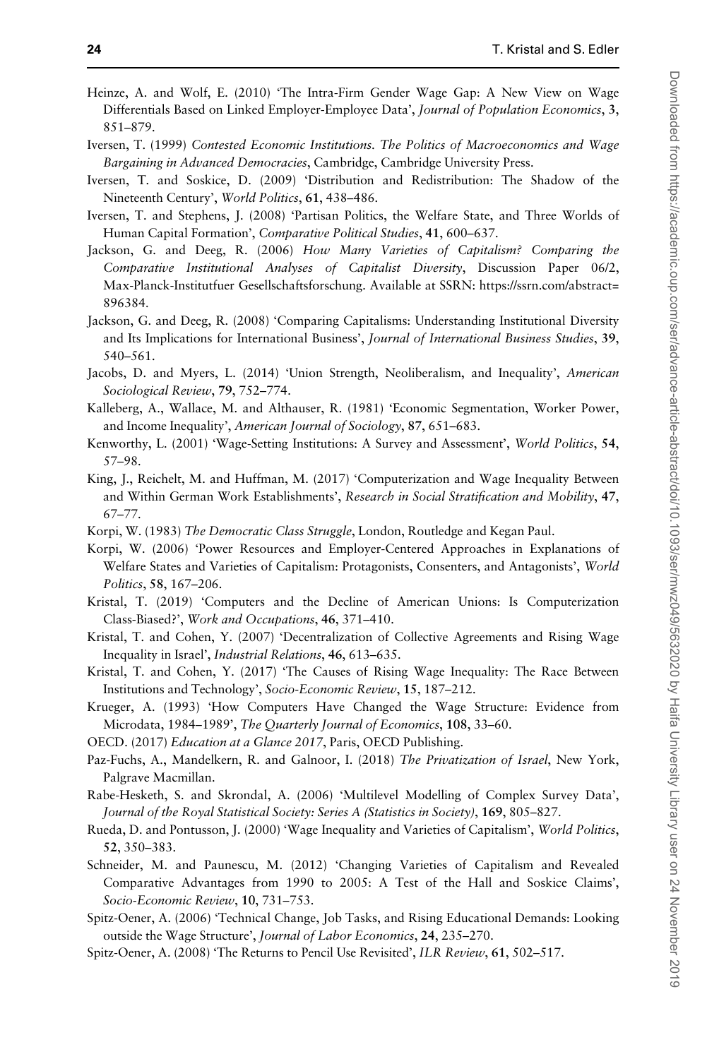Heinze, A. and Wolf, E. (2010) 'The Intra-Firm Gender Wage Gap: A New View on Wage Differentials Based on Linked Employer-Employee Data', *Journal of Population Economics*, **3**, 851–879.

Iversen, T. (1999) *Contested Economic Institutions. The Politics of Macroeconomics and Wage Bargaining in Advanced Democracies*, Cambridge, Cambridge University Press.

Iversen, T. and Soskice, D. (2009) 'Distribution and Redistribution: The Shadow of the Nineteenth Century', *World Politics*, **61**, 438–486.

Iversen, T. and Stephens, J. (2008) 'Partisan Politics, the Welfare State, and Three Worlds of Human Capital Formation', *Comparative Political Studies*, **41**, 600–637.

Jackson, G. and Deeg, R. (2006) *How Many Varieties of Capitalism? Comparing the Comparative Institutional Analyses of Capitalist Diversity*, Discussion Paper 06/2, Max-Planck-Institutfuer Gesellschaftsforschung. Available at SSRN: https://ssrn.com/abstract=896384.

Jackson, G. and Deeg, R. (2008) 'Comparing Capitalisms: Understanding Institutional Diversity and Its Implications for International Business', *Journal of International Business Studies*, **39**, 540–561.

Jacobs, D. and Myers, L. (2014) 'Union Strength, Neoliberalism, and Inequality', *American Sociological Review*, **79**, 752–774.

Kalleberg, A., Wallace, M. and Althauser, R. (1981) 'Economic Segmentation, Worker Power, and Income Inequality', *American Journal of Sociology*, **87**, 651–683.

Kenworthy, L. (2001) 'Wage-Setting Institutions: A Survey and Assessment', *World Politics*, **54**, 57–98.

King, J., Reichelt, M. and Huffman, M. (2017) 'Computerization and Wage Inequality Between and Within German Work Establishments', *Research in Social Stratification and Mobility*, **47**, 67–77.

Korpi, W. (1983) *The Democratic Class Struggle*, London, Routledge and Kegan Paul.

Korpi, W. (2006) 'Power Resources and Employer-Centered Approaches in Explanations of Welfare States and Varieties of Capitalism: Protagonists, Consenters, and Antagonists', *World Politics*, **58**, 167–206.

Kristal, T. (2019) 'Computers and the Decline of American Unions: Is Computerization Class-Biased?', *Work and Occupations*, **46**, 371–410.

Kristal, T. and Cohen, Y. (2007) 'Decentralization of Collective Agreements and Rising Wage Inequality in Israel', *Industrial Relations*, **46**, 613–635.

Kristal, T. and Cohen, Y. (2017) 'The Causes of Rising Wage Inequality: The Race Between Institutions and Technology', *Socio-Economic Review*, **15**, 187–212.

Krueger, A. (1993) 'How Computers Have Changed the Wage Structure: Evidence from Microdata, 1984–1989', *The Quarterly Journal of Economics*, **108**, 33–60.

OECD. (2017) *Education at a Glance 2017*, Paris, OECD Publishing.

Paz-Fuchs, A., Mandelkern, R. and Galnoor, I. (2018) *The Privatization of Israel*, New York, Palgrave Macmillan.

Rabe-Hesketh, S. and Skrondal, A. (2006) 'Multilevel Modelling of Complex Survey Data', *Journal of the Royal Statistical Society: Series A (Statistics in Society)*, **169**, 805–827.

Rueda, D. and Pontusson, J. (2000) 'Wage Inequality and Varieties of Capitalism', *World Politics*, **52**, 350–383.

Schneider, M. and Paunescu, M. (2012) 'Changing Varieties of Capitalism and Revealed Comparative Advantages from 1990 to 2005: A Test of the Hall and Soskice Claims', *Socio-Economic Review*, **10**, 731–753.

Spitz-Oener, A. (2006) 'Technical Change, Job Tasks, and Rising Educational Demands: Looking outside the Wage Structure', *Journal of Labor Economics*, **24**, 235–270.

Spitz-Oener, A. (2008) 'The Returns to Pencil Use Revisited', *ILR Review*, **61**, 502–517.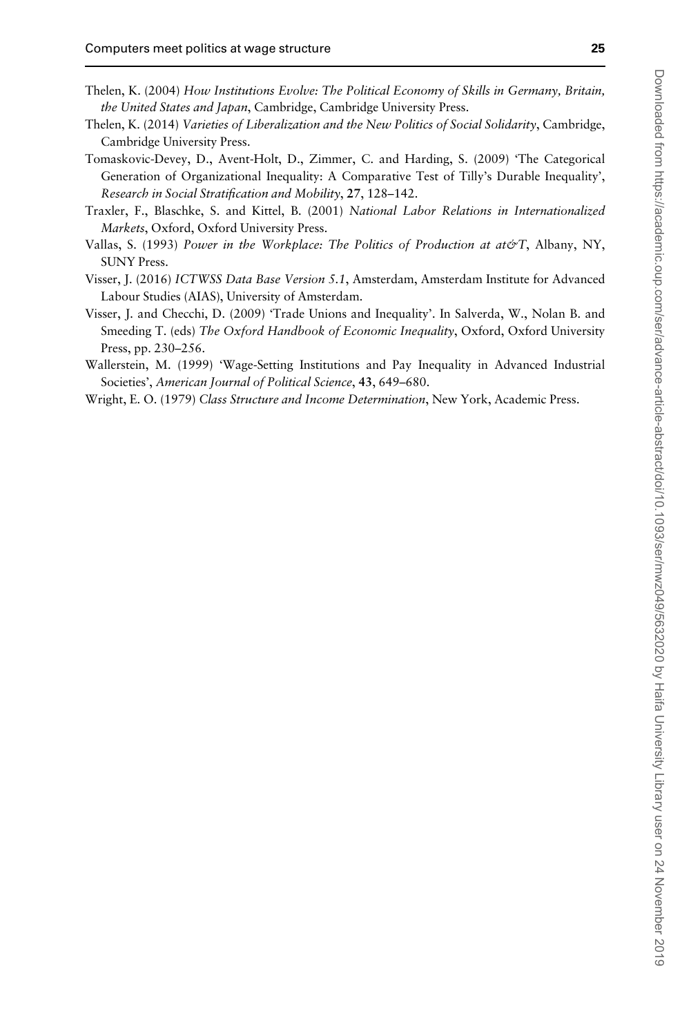Thelen, K. (2004) *How Institutions Evolve: The Political Economy of Skills in Germany, Britain, the United States and Japan*, Cambridge, Cambridge University Press.

Thelen, K. (2014) *Varieties of Liberalization and the New Politics of Social Solidarity*, Cambridge, Cambridge University Press.

Tomaskovic-Devey, D., Avent-Holt, D., Zimmer, C. and Harding, S. (2009) 'The Categorical Generation of Organizational Inequality: A Comparative Test of Tilly's Durable Inequality', *Research in Social Stratification and Mobility*, **27**, 128–142.

Traxler, F., Blaschke, S. and Kittel, B. (2001) *National Labor Relations in Internationalized Markets*, Oxford, Oxford University Press.

Vallas, S. (1993) *Power in the Workplace: The Politics of Production at at&T*, Albany, NY, SUNY Press.

Visser, J. (2016) *ICTWSS Data Base Version 5.1*, Amsterdam, Amsterdam Institute for Advanced Labour Studies (AIAS), University of Amsterdam.

Visser, J. and Checchi, D. (2009) 'Trade Unions and Inequality'. In Salverda, W., Nolan B. and Smeeding T. (eds) *The Oxford Handbook of Economic Inequality*, Oxford, Oxford University Press, pp. 230–256.

Wallerstein, M. (1999) 'Wage-Setting Institutions and Pay Inequality in Advanced Industrial Societies', *American Journal of Political Science*, **43**, 649–680.

Wright, E. O. (1979) *Class Structure and Income Determination*, New York, Academic Press.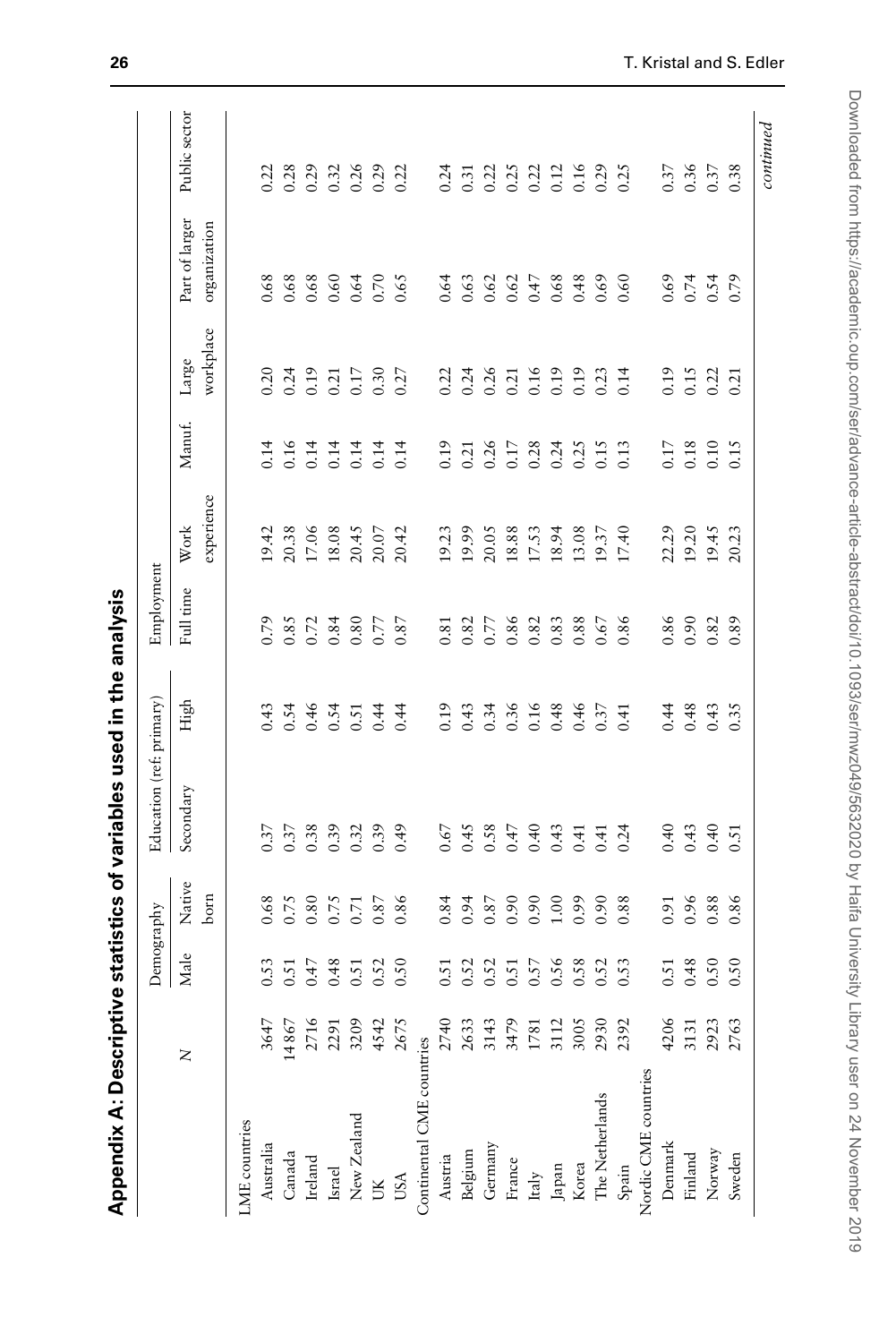## Appendix A: Descriptive statistics of variables used in the analysis

| | N | Demography | | Education (ref: primary) | | Employment | | | | | |
|---|---|---|---|---|---|---|---|---|---|---|---|
| | | Male | Native born | Secondary | High | Full time | Work experience | Manuf. | Large workplace | Part of larger organization | Public sector |
| LME countries | | | | | | | | | | | |
| Australia | 3647 | 0.53 | 0.68 | 0.37 | 0.43 | 0.79 | 19.42 | 0.14 | 0.20 | 0.68 | 0.22 |
| Canada | 14 867 | 0.51 | 0.75 | 0.37 | 0.54 | 0.85 | 20.38 | 0.16 | 0.24 | 0.68 | 0.28 |
| Ireland | 2716 | 0.47 | 0.80 | 0.38 | 0.46 | 0.72 | 17.06 | 0.14 | 0.19 | 0.68 | 0.29 |
| Israel | 2291 | 0.48 | 0.75 | 0.39 | 0.54 | 0.84 | 18.08 | 0.14 | 0.21 | 0.60 | 0.32 |
| New Zealand | 3209 | 0.51 | 0.71 | 0.32 | 0.51 | 0.80 | 20.45 | 0.14 | 0.17 | 0.64 | 0.26 |
| UK | 4542 | 0.52 | 0.87 | 0.39 | 0.44 | 0.77 | 20.07 | 0.14 | 0.30 | 0.70 | 0.29 |
| USA | 2675 | 0.50 | 0.86 | 0.49 | 0.44 | 0.87 | 20.42 | 0.14 | 0.27 | 0.65 | 0.22 |
| Continental CME countries | | | | | | | | | | | |
| Austria | 2740 | 0.51 | 0.84 | 0.67 | 0.19 | 0.81 | 19.23 | 0.19 | 0.22 | 0.64 | 0.24 |
| Belgium | 2633 | 0.52 | 0.94 | 0.45 | 0.43 | 0.82 | 19.99 | 0.21 | 0.24 | 0.63 | 0.31 |
| Germany | 3143 | 0.52 | 0.87 | 0.58 | 0.34 | 0.77 | 20.05 | 0.26 | 0.26 | 0.62 | 0.22 |
| France | 3479 | 0.51 | 0.90 | 0.47 | 0.36 | 0.86 | 18.88 | 0.17 | 0.21 | 0.62 | 0.25 |
| Italy | 1781 | 0.57 | 0.90 | 0.40 | 0.16 | 0.82 | 17.53 | 0.28 | 0.16 | 0.47 | 0.22 |
| Japan | 3112 | 0.56 | 1.00 | 0.43 | 0.48 | 0.83 | 18.94 | 0.24 | 0.19 | 0.68 | 0.12 |
| Korea | 3005 | 0.58 | 0.99 | 0.41 | 0.46 | 0.88 | 13.08 | 0.25 | 0.19 | 0.48 | 0.16 |
| The Netherlands | 2930 | 0.52 | 0.90 | 0.41 | 0.37 | 0.67 | 19.37 | 0.15 | 0.23 | 0.69 | 0.29 |
| Spain | 2392 | 0.53 | 0.88 | 0.24 | 0.41 | 0.86 | 17.40 | 0.13 | 0.14 | 0.60 | 0.25 |
| Nordic CME countries | | | | | | | | | | | |
| Denmark | 4206 | 0.51 | 0.91 | 0.40 | 0.44 | 0.86 | 22.29 | 0.17 | 0.19 | 0.69 | 0.37 |
| Finland | 3131 | 0.48 | 0.96 | 0.43 | 0.48 | 0.90 | 19.20 | 0.18 | 0.15 | 0.74 | 0.36 |
| Norway | 2923 | 0.50 | 0.88 | 0.40 | 0.43 | 0.82 | 19.45 | 0.10 | 0.22 | 0.54 | 0.37 |
| Sweden | 2763 | 0.50 | 0.86 | 0.51 | 0.35 | 0.89 | 20.23 | 0.15 | 0.21 | 0.79 | 0.38 |

*continued*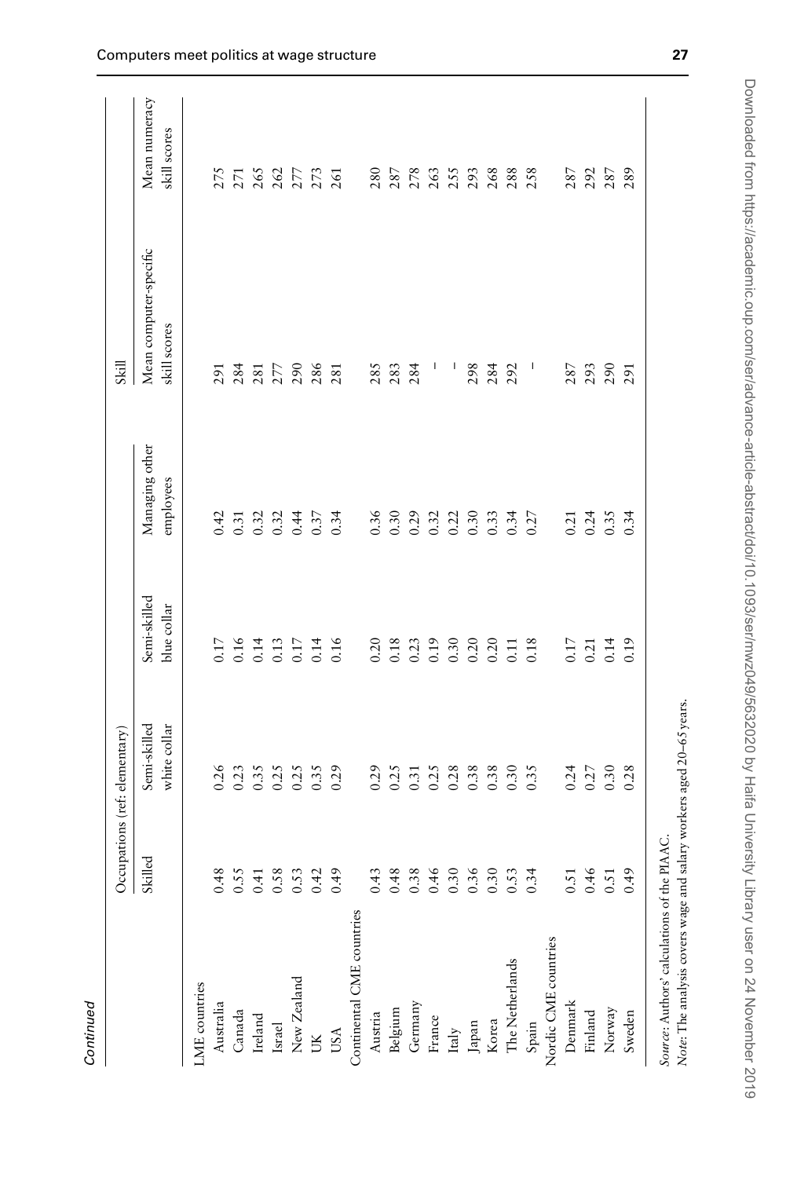*Continued*

| | Occupations (ref: elementary) | | | | Skill | |
|---|---|---|---|---|---|---|
| | Skilled | Semi-skilled white collar | Semi-skilled blue collar | Managing other employees | Mean computer-specific skill scores | Mean numeracy skill scores |
| LME countries | | | | | | |
| Australia | 0.48 | 0.26 | 0.17 | 0.42 | 291 | 275 |
| Canada | 0.55 | 0.23 | 0.16 | 0.31 | 284 | 271 |
| Ireland | 0.41 | 0.35 | 0.14 | 0.32 | 281 | 265 |
| Israel | 0.58 | 0.25 | 0.13 | 0.32 | 277 | 262 |
| New Zealand | 0.53 | 0.25 | 0.17 | 0.44 | 290 | 277 |
| UK | 0.42 | 0.35 | 0.14 | 0.37 | 286 | 273 |
| USA | 0.49 | 0.29 | 0.16 | 0.34 | 281 | 261 |
| Continental CME countries | | | | | | |
| Austria | 0.43 | 0.29 | 0.20 | 0.36 | 285 | 280 |
| Belgium | 0.48 | 0.25 | 0.18 | 0.30 | 283 | 287 |
| Germany | 0.38 | 0.31 | 0.23 | 0.29 | 284 | 278 |
| France | 0.46 | 0.25 | 0.19 | 0.32 | – | 263 |
| Italy | 0.30 | 0.28 | 0.30 | 0.22 | – | 255 |
| Japan | 0.36 | 0.38 | 0.20 | 0.30 | 298 | 293 |
| Korea | 0.30 | 0.38 | 0.20 | 0.33 | 284 | 268 |
| The Netherlands | 0.53 | 0.30 | 0.11 | 0.34 | 292 | 288 |
| Spain | 0.34 | 0.35 | 0.18 | 0.27 | – | 258 |
| Nordic CME countries | | | | | | |
| Denmark | 0.51 | 0.24 | 0.17 | 0.21 | 287 | 287 |
| Finland | 0.46 | 0.27 | 0.21 | 0.24 | 293 | 292 |
| Norway | 0.51 | 0.30 | 0.14 | 0.35 | 290 | 287 |
| Sweden | 0.49 | 0.28 | 0.19 | 0.34 | 291 | 289 |

*Source*: Authors' calculations of the PIAAC.
*Note*: The analysis covers wage and salary workers aged 20–65 years.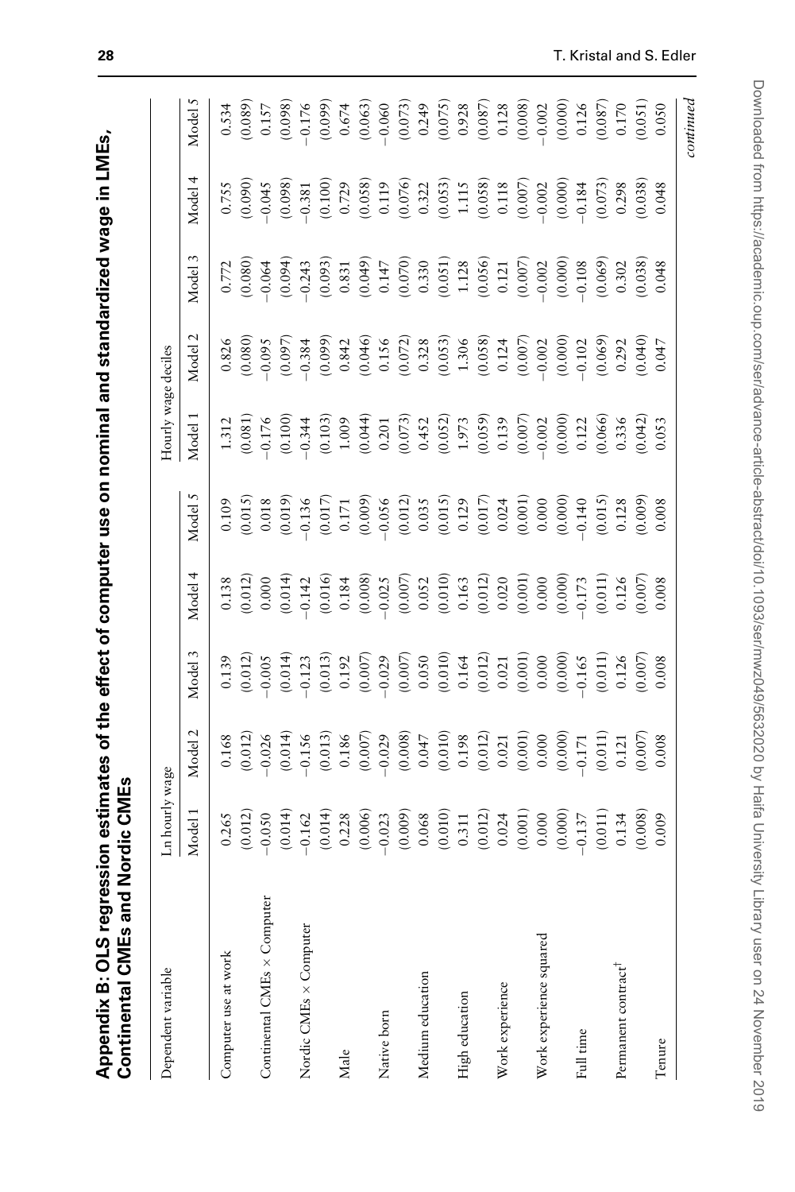## Appendix B: OLS regression estimates of the effect of computer use on nominal and standardized wage in LMEs, Continental CMEs and Nordic CMEs

| Dependent variable | Ln hourly wage | | | | | Hourly wage deciles | | | | |
|---|---|---|---|---|---|---|---|---|---|---|
| | Model 1 | Model 2 | Model 3 | Model 4 | Model 5 | Model 1 | Model 2 | Model 3 | Model 4 | Model 5 |
| Computer use at work | 0.265 | 0.168 | 0.139 | 0.138 | 0.109 | 1.312 | 0.826 | 0.772 | 0.755 | 0.534 |
| | (0.012) | (0.012) | (0.012) | (0.012) | (0.015) | (0.081) | (0.080) | (0.080) | (0.090) | (0.089) |
| Continental CMEs × Computer | −0.050 | −0.026 | −0.005 | 0.000 | 0.018 | −0.176 | −0.095 | −0.064 | −0.045 | 0.157 |
| | (0.014) | (0.014) | (0.014) | (0.014) | (0.019) | (0.100) | (0.097) | (0.094) | (0.098) | (0.098) |
| Nordic CMEs × Computer | −0.162 | −0.156 | −0.123 | −0.142 | −0.136 | −0.344 | −0.384 | −0.243 | −0.381 | −0.176 |
| | (0.014) | (0.013) | (0.013) | (0.016) | (0.017) | (0.103) | (0.099) | (0.093) | (0.100) | (0.099) |
| Male | 0.228 | 0.186 | 0.192 | 0.184 | 0.171 | 1.009 | 0.842 | 0.831 | 0.729 | 0.674 |
| | (0.006) | (0.007) | (0.007) | (0.008) | (0.009) | (0.044) | (0.046) | (0.049) | (0.058) | (0.063) |
| Native born | −0.023 | −0.029 | −0.029 | −0.025 | −0.056 | 0.201 | 0.156 | 0.147 | 0.119 | −0.060 |
| | (0.009) | (0.008) | (0.007) | (0.007) | (0.012) | (0.073) | (0.072) | (0.070) | (0.076) | (0.073) |
| Medium education | 0.068 | 0.047 | 0.050 | 0.052 | 0.035 | 0.452 | 0.328 | 0.330 | 0.322 | 0.249 |
| | (0.010) | (0.010) | (0.010) | (0.010) | (0.015) | (0.052) | (0.053) | (0.051) | (0.053) | (0.075) |
| High education | 0.311 | 0.198 | 0.164 | 0.163 | 0.129 | 1.973 | 1.306 | 1.128 | 1.115 | 0.928 |
| | (0.012) | (0.012) | (0.012) | (0.012) | (0.017) | (0.059) | (0.058) | (0.056) | (0.058) | (0.087) |
| Work experience | 0.024 | 0.021 | 0.021 | 0.020 | 0.024 | 0.139 | 0.124 | 0.121 | 0.118 | 0.128 |
| | (0.001) | (0.001) | (0.001) | (0.001) | (0.001) | (0.007) | (0.007) | (0.007) | (0.007) | (0.008) |
| Work experience squared | 0.000 | 0.000 | 0.000 | 0.000 | 0.000 | −0.002 | −0.002 | −0.002 | −0.002 | −0.002 |
| | (0.000) | (0.000) | (0.000) | (0.000) | (0.000) | (0.000) | (0.000) | (0.000) | (0.000) | (0.000) |
| Full time | −0.137 | −0.171 | −0.165 | −0.173 | −0.140 | 0.122 | −0.102 | −0.108 | −0.184 | 0.126 |
| | (0.011) | (0.011) | (0.011) | (0.011) | (0.015) | (0.066) | (0.069) | (0.069) | (0.073) | (0.087) |
| Permanent contract[†] | 0.134 | 0.121 | 0.126 | 0.126 | 0.128 | 0.336 | 0.292 | 0.302 | 0.298 | 0.170 |
| | (0.008) | (0.007) | (0.007) | (0.007) | (0.009) | (0.042) | (0.040) | (0.038) | (0.038) | (0.051) |
| Tenure | 0.009 | 0.008 | 0.008 | 0.008 | 0.008 | 0.053 | 0.047 | 0.048 | 0.048 | 0.050 |

*continued*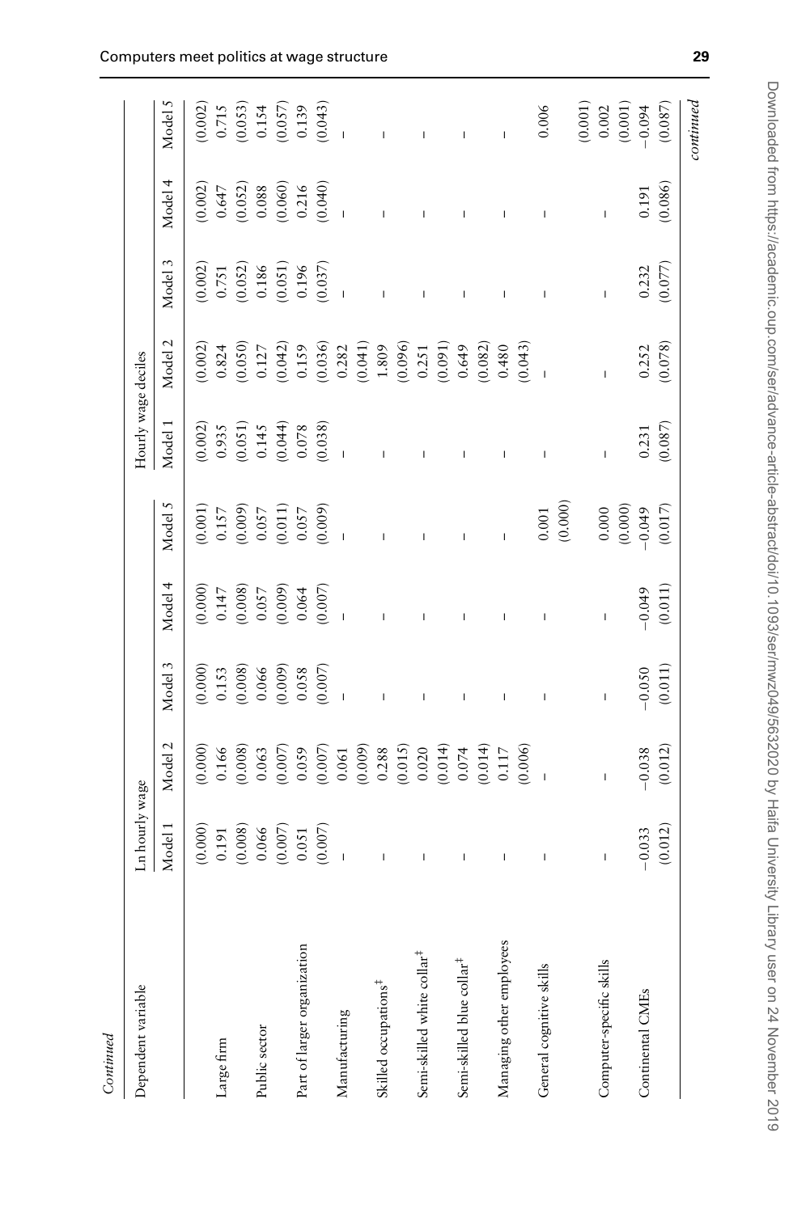*Continued*

| Dependent variable | Ln hourly wage | | | | | Hourly wage deciles | | | | |
|---|---|---|---|---|---|---|---|---|---|---|
| | Model 1 | Model 2 | Model 3 | Model 4 | Model 5 | Model 1 | Model 2 | Model 3 | Model 4 | Model 5 |
| | (0.000) | (0.000) | (0.000) | (0.000) | (0.001) | (0.002) | (0.002) | (0.002) | (0.002) | (0.002) |
| Large firm | 0.191 | 0.166 | 0.153 | 0.147 | 0.157 | 0.935 | 0.824 | 0.751 | 0.647 | 0.715 |
| | (0.008) | (0.008) | (0.008) | (0.008) | (0.009) | (0.051) | (0.050) | (0.052) | (0.052) | (0.053) |
| Public sector | 0.066 | 0.063 | 0.066 | 0.057 | 0.057 | 0.145 | 0.127 | 0.186 | 0.088 | 0.154 |
| | (0.007) | (0.007) | (0.009) | (0.009) | (0.011) | (0.044) | (0.042) | (0.051) | (0.060) | (0.057) |
| Part of larger organization | 0.051 | 0.059 | 0.058 | 0.064 | 0.057 | 0.078 | 0.159 | 0.196 | 0.216 | 0.139 |
| | (0.007) | (0.007) | (0.007) | (0.007) | (0.009) | (0.038) | (0.036) | (0.037) | (0.040) | (0.043) |
| Manufacturing | – | 0.061 | – | – | – | – | 0.282 | – | – | – |
| | | (0.009) | | | | | (0.041) | | | |
| Skilled occupations[‡] | – | 0.288 | – | – | – | – | 1.809 | – | – | – |
| | | (0.015) | | | | | (0.096) | | | |
| Semi-skilled white collar[‡] | – | 0.020 | – | – | – | – | 0.251 | – | – | – |
| | | (0.014) | | | | | (0.091) | | | |
| Semi-skilled blue collar[‡] | – | 0.074 | – | – | – | – | 0.649 | – | – | – |
| | | (0.014) | | | | | (0.082) | | | |
| Managing other employees | – | 0.117 | – | – | – | – | 0.480 | – | – | – |
| | | (0.006) | | | | | (0.043) | | | |
| General cognitive skills | – | – | – | – | 0.001 | – | – | – | – | 0.006 |
| | | | | | (0.000) | | | | | (0.001) |
| Computer-specific skills | – | – | – | – | 0.000 | – | – | – | – | 0.002 |
| | | | | | (0.000) | | | | | (0.001) |
| Continental CMEs | −0.033 | −0.038 | −0.050 | −0.049 | −0.049 | 0.231 | 0.252 | 0.232 | 0.191 | −0.094 |
| | (0.012) | (0.012) | (0.011) | (0.011) | (0.017) | (0.087) | (0.078) | (0.077) | (0.086) | (0.087) |

*continued*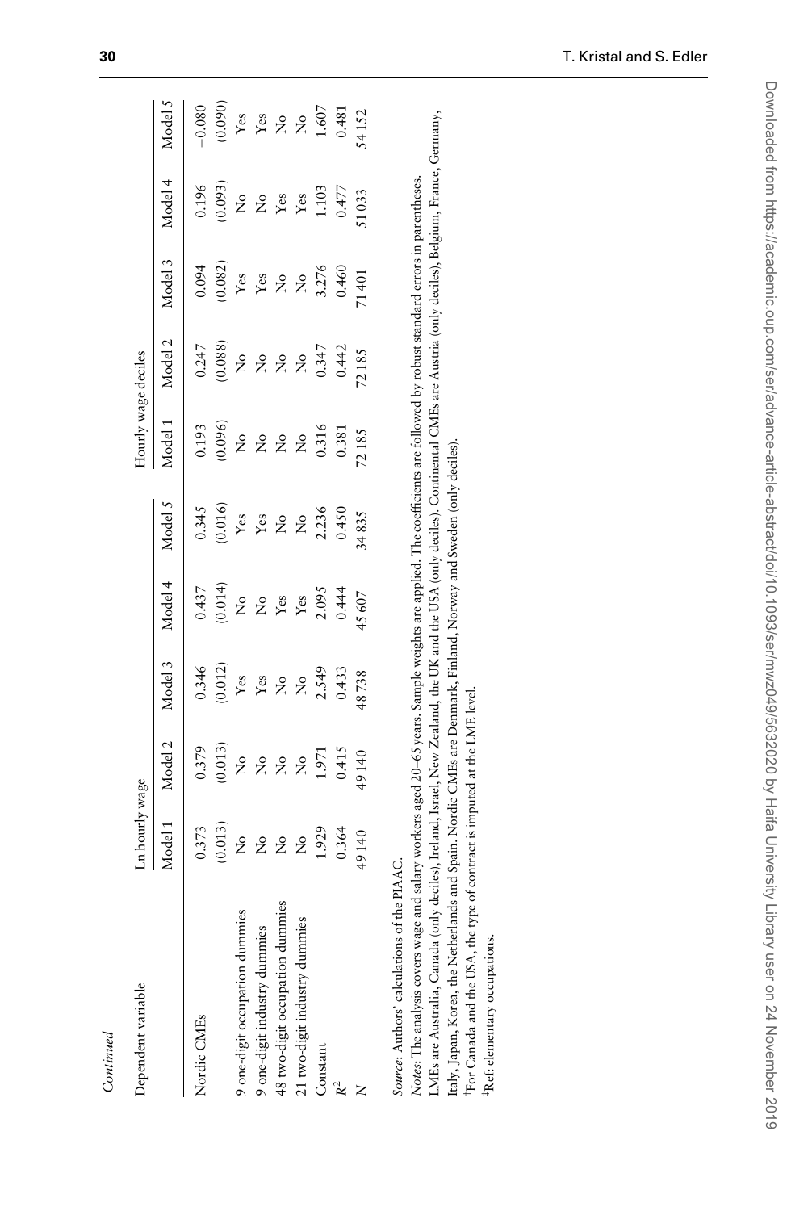*Continued*

| Dependent variable | Ln hourly wage | | | | | Hourly wage deciles | | | | |
|---|---|---|---|---|---|---|---|---|---|---|
| | Model 1 | Model 2 | Model 3 | Model 4 | Model 5 | Model 1 | Model 2 | Model 3 | Model 4 | Model 5 |
| Nordic CMEs | 0.373 | 0.379 | 0.346 | 0.437 | 0.345 | 0.193 | 0.247 | 0.094 | 0.196 | −0.080 |
| | (0.013) | (0.013) | (0.012) | (0.014) | (0.016) | (0.096) | (0.088) | (0.082) | (0.093) | (0.090) |
| 9 one-digit occupation dummies | No | No | Yes | No | Yes | No | No | Yes | No | Yes |
| 9 one-digit industry dummies | No | No | Yes | No | Yes | No | No | Yes | No | Yes |
| 48 two-digit occupation dummies | No | No | No | Yes | No | No | No | No | Yes | No |
| 21 two-digit industry dummies | No | No | No | Yes | No | No | No | No | Yes | No |
| Constant | 1.929 | 1.971 | 2.549 | 2.095 | 2.236 | 0.316 | 0.347 | 3.276 | 1.103 | 1.607 |
| $R^2$ | 0.364 | 0.415 | 0.433 | 0.444 | 0.450 | 0.381 | 0.442 | 0.460 | 0.477 | 0.481 |
| N | 49 140 | 49 140 | 48 738 | 45 607 | 34 835 | 72 185 | 72 185 | 71 401 | 51 033 | 54 152 |

*Source*: Authors' calculations of the PIAAC.

*Notes*: The analysis covers wage and salary workers aged 20–65 years. Sample weights are applied. The coefficients are followed by robust standard errors in parentheses. LMEs are Australia, Canada (only deciles), Ireland, Israel, New Zealand, the UK and the USA (only deciles). Continental CMEs are Austria (only deciles), Belgium, France, Germany, Italy, Japan, Korea, the Netherlands and Spain. Nordic CMEs are Denmark, Finland, Norway and Sweden (only deciles).

†For Canada and the USA, the type of contract is imputed at the LME level.

‡Ref: elementary occupations.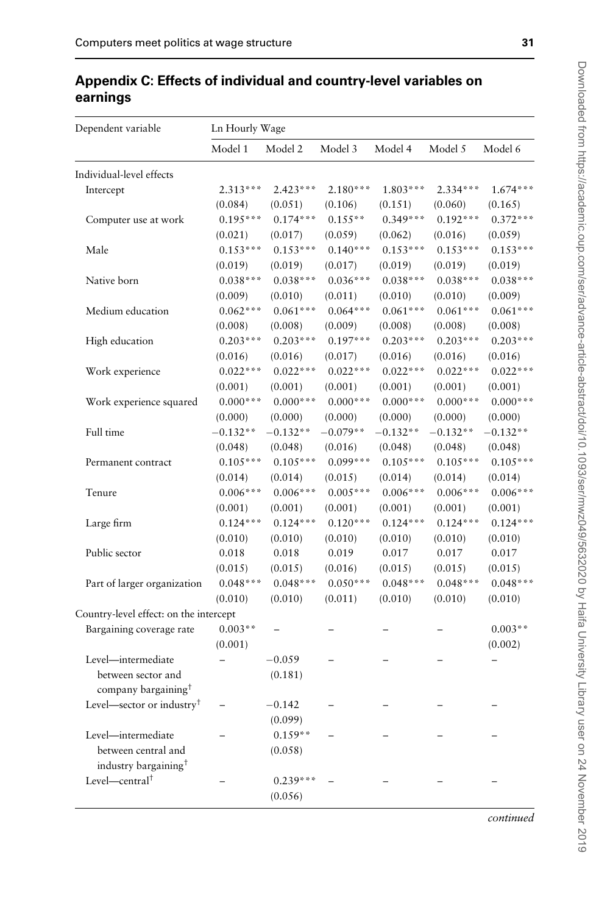## Appendix C: Effects of individual and country-level variables on earnings

| Dependent variable | Ln Hourly Wage | | | | | |
|---|---|---|---|---|---|---|
| | Model 1 | Model 2 | Model 3 | Model 4 | Model 5 | Model 6 |
| Individual-level effects | | | | | | |
| Intercept | 2.313*** | 2.423*** | 2.180*** | 1.803*** | 2.334*** | 1.674*** |
| | (0.084) | (0.051) | (0.106) | (0.151) | (0.060) | (0.165) |
| Computer use at work | 0.195*** | 0.174*** | 0.155** | 0.349*** | 0.192*** | 0.372*** |
| | (0.021) | (0.017) | (0.059) | (0.062) | (0.016) | (0.059) |
| Male | 0.153*** | 0.153*** | 0.140*** | 0.153*** | 0.153*** | 0.153*** |
| | (0.019) | (0.019) | (0.017) | (0.019) | (0.019) | (0.019) |
| Native born | 0.038*** | 0.038*** | 0.036*** | 0.038*** | 0.038*** | 0.038*** |
| | (0.009) | (0.010) | (0.011) | (0.010) | (0.010) | (0.009) |
| Medium education | 0.062*** | 0.061*** | 0.064*** | 0.061*** | 0.061*** | 0.061*** |
| | (0.008) | (0.008) | (0.009) | (0.008) | (0.008) | (0.008) |
| High education | 0.203*** | 0.203*** | 0.197*** | 0.203*** | 0.203*** | 0.203*** |
| | (0.016) | (0.016) | (0.017) | (0.016) | (0.016) | (0.016) |
| Work experience | 0.022*** | 0.022*** | 0.022*** | 0.022*** | 0.022*** | 0.022*** |
| | (0.001) | (0.001) | (0.001) | (0.001) | (0.001) | (0.001) |
| Work experience squared | 0.000*** | 0.000*** | 0.000*** | 0.000*** | 0.000*** | 0.000*** |
| | (0.000) | (0.000) | (0.000) | (0.000) | (0.000) | (0.000) |
| Full time | −0.132** | −0.132** | −0.079** | −0.132** | −0.132** | −0.132** |
| | (0.048) | (0.048) | (0.016) | (0.048) | (0.048) | (0.048) |
| Permanent contract | 0.105*** | 0.105*** | 0.099*** | 0.105*** | 0.105*** | 0.105*** |
| | (0.014) | (0.014) | (0.015) | (0.014) | (0.014) | (0.014) |
| Tenure | 0.006*** | 0.006*** | 0.005*** | 0.006*** | 0.006*** | 0.006*** |
| | (0.001) | (0.001) | (0.001) | (0.001) | (0.001) | (0.001) |
| Large firm | 0.124*** | 0.124*** | 0.120*** | 0.124*** | 0.124*** | 0.124*** |
| | (0.010) | (0.010) | (0.010) | (0.010) | (0.010) | (0.010) |
| Public sector | 0.018 | 0.018 | 0.019 | 0.017 | 0.017 | 0.017 |
| | (0.015) | (0.015) | (0.016) | (0.015) | (0.015) | (0.015) |
| Part of larger organization | 0.048*** | 0.048*** | 0.050*** | 0.048*** | 0.048*** | 0.048*** |
| | (0.010) | (0.010) | (0.011) | (0.010) | (0.010) | (0.010) |
| Country-level effect: on the intercept | | | | | | |
| Bargaining coverage rate | 0.003** | – | – | – | – | 0.003** |
| | (0.001) | | | | | (0.002) |
| Level—intermediate between sector and company bargaining† | – | −0.059 | – | – | – | – |
| | | (0.181) | | | | |
| Level—sector or industry† | – | −0.142 | – | – | – | – |
| | | (0.099) | | | | |
| Level—intermediate between central and industry bargaining† | – | 0.159** | – | – | – | – |
| | | (0.058) | | | | |
| Level—central† | – | 0.239*** | – | – | – | – |
| | | (0.056) | | | | |

*continued*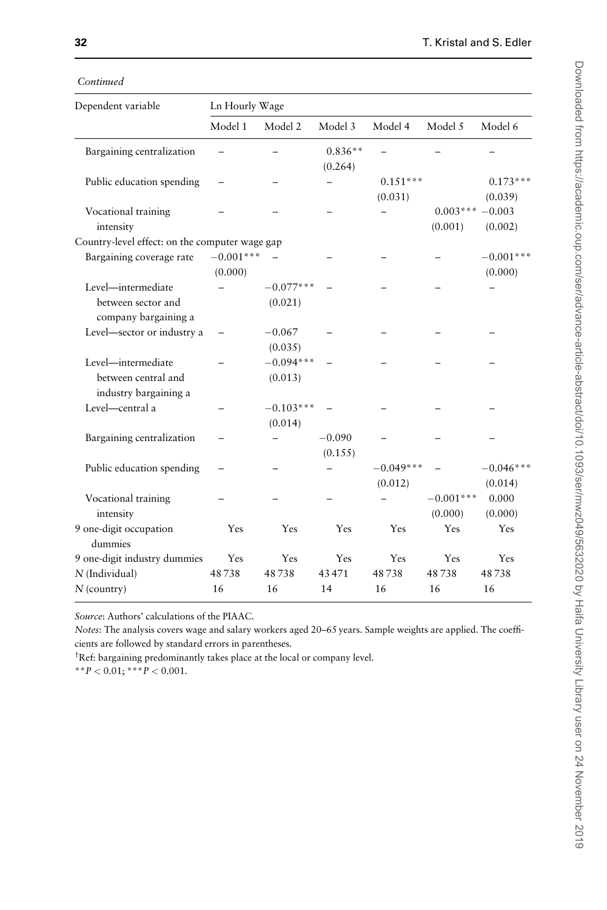*Continued*

| Dependent variable | Ln Hourly Wage | | | | | |
|---|---|---|---|---|---|---|
| | Model 1 | Model 2 | Model 3 | Model 4 | Model 5 | Model 6 |
| Bargaining centralization | – | – | 0.836** (0.264) | – | – | – |
| Public education spending | – | – | – | 0.151*** (0.031) | | 0.173*** (0.039) |
| Vocational training intensity | – | – | – | – | 0.003*** (0.001) | −0.003 (0.002) |
| Country-level effect: on the computer wage gap | | | | | | |
| Bargaining coverage rate | −0.001*** (0.000) | – | – | – | – | −0.001*** (0.000) |
| Level—intermediate between sector and company bargaining a | – | −0.077*** (0.021) | – | – | – | – |
| Level—sector or industry a | – | −0.067 (0.035) | – | – | – | – |
| Level—intermediate between central and industry bargaining a | – | −0.094*** (0.013) | – | – | – | – |
| Level—central a | – | −0.103*** (0.014) | – | – | – | – |
| Bargaining centralization | – | – | −0.090 (0.155) | – | – | – |
| Public education spending | – | – | – | −0.049*** (0.012) | – | −0.046*** (0.014) |
| Vocational training intensity | – | – | – | – | −0.001*** (0.000) | 0.000 (0.000) |
| 9 one-digit occupation dummies | Yes | Yes | Yes | Yes | Yes | Yes |
| 9 one-digit industry dummies | Yes | Yes | Yes | Yes | Yes | Yes |
| N (Individual) | 48 738 | 48 738 | 43 471 | 48 738 | 48 738 | 48 738 |
| N (country) | 16 | 16 | 14 | 16 | 16 | 16 |

*Source*: Authors' calculations of the PIAAC.

*Notes*: The analysis covers wage and salary workers aged 20–65 years. Sample weights are applied. The coefficients are followed by standard errors in parentheses.

[†]Ref: bargaining predominantly takes place at the local or company level.

$^{**}P < 0.01$; $^{***}P < 0.001$.